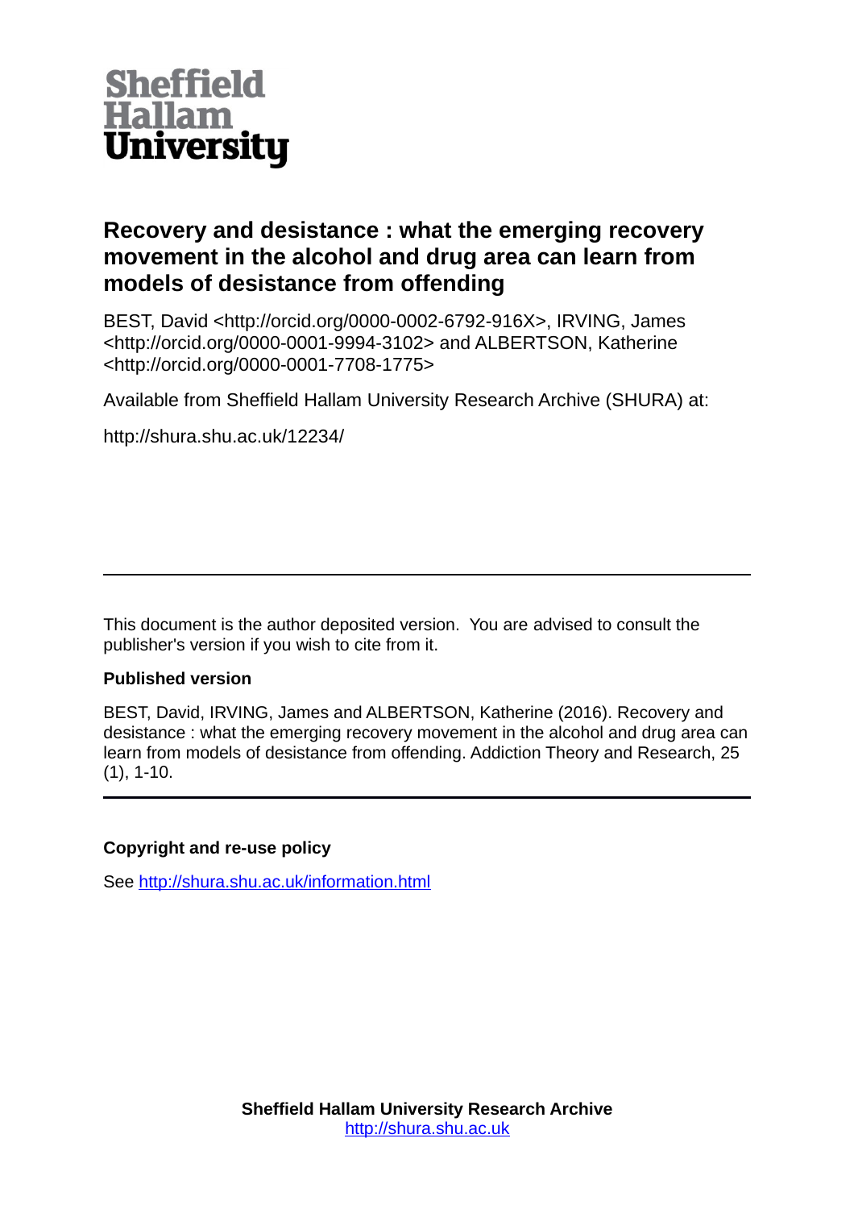Sheffield Hallam University

# Recovery and desistance : what the emerging recovery movement in the alcohol and drug area can learn from models of desistance from offending

BEST, David <http://orcid.org/0000-0002-6792-916X>, IRVING, James <http://orcid.org/0000-0001-9994-3102> and ALBERTSON, Katherine <http://orcid.org/0000-0001-7708-1775>

Available from Sheffield Hallam University Research Archive (SHURA) at:

http://shura.shu.ac.uk/12234/

---

This document is the author deposited version. You are advised to consult the publisher's version if you wish to cite from it.

**Published version**

BEST, David, IRVING, James and ALBERTSON, Katherine (2016). Recovery and desistance : what the emerging recovery movement in the alcohol and drug area can learn from models of desistance from offending. Addiction Theory and Research, 25 (1), 1-10.

---

**Copyright and re-use policy**

See http://shura.shu.ac.uk/information.html

**Sheffield Hallam University Research Archive**
http://shura.shu.ac.uk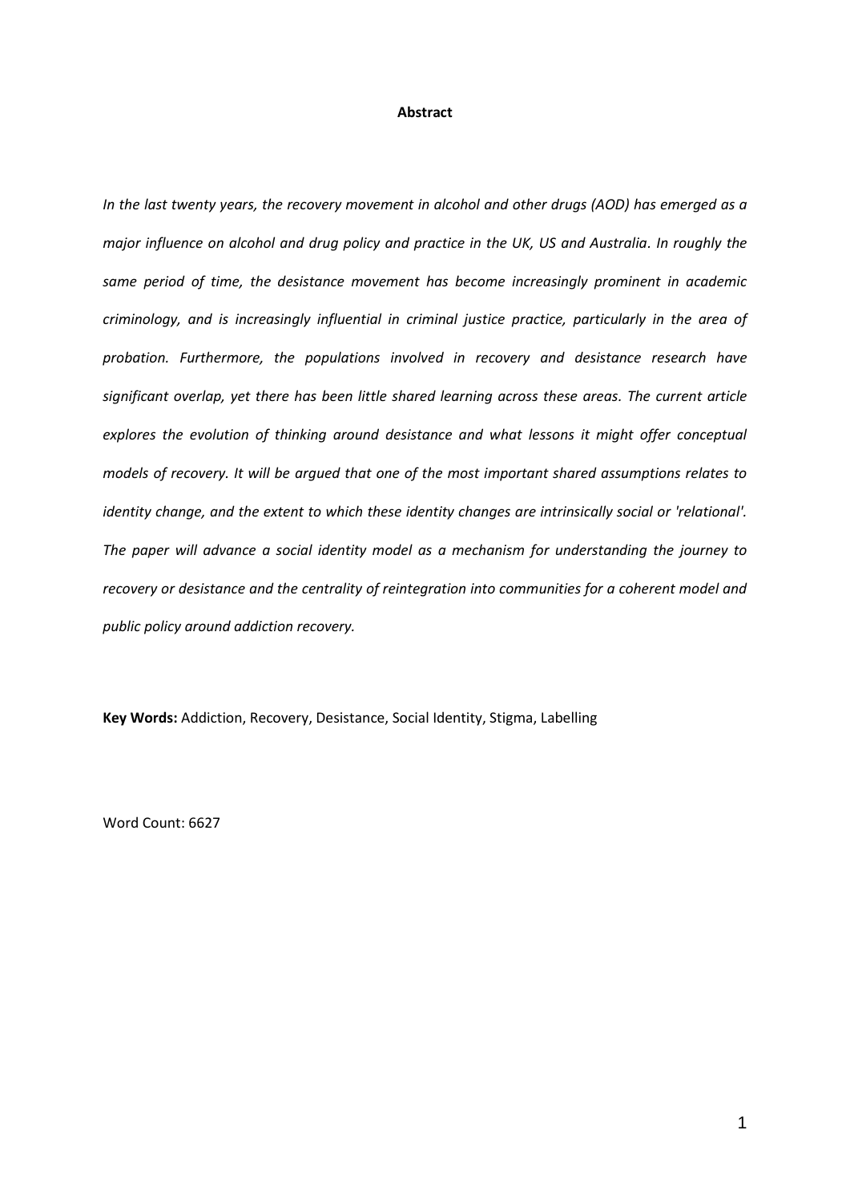# Abstract

*In the last twenty years, the recovery movement in alcohol and other drugs (AOD) has emerged as a major influence on alcohol and drug policy and practice in the UK, US and Australia. In roughly the same period of time, the desistance movement has become increasingly prominent in academic criminology, and is increasingly influential in criminal justice practice, particularly in the area of probation. Furthermore, the populations involved in recovery and desistance research have significant overlap, yet there has been little shared learning across these areas. The current article explores the evolution of thinking around desistance and what lessons it might offer conceptual models of recovery. It will be argued that one of the most important shared assumptions relates to identity change, and the extent to which these identity changes are intrinsically social or 'relational'. The paper will advance a social identity model as a mechanism for understanding the journey to recovery or desistance and the centrality of reintegration into communities for a coherent model and public policy around addiction recovery.*

**Key Words:** Addiction, Recovery, Desistance, Social Identity, Stigma, Labelling

Word Count: 6627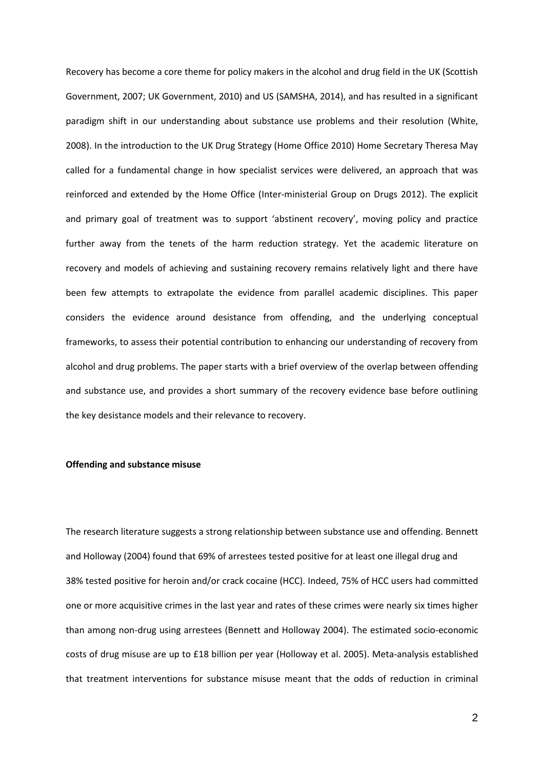Recovery has become a core theme for policy makers in the alcohol and drug field in the UK (Scottish Government, 2007; UK Government, 2010) and US (SAMSHA, 2014), and has resulted in a significant paradigm shift in our understanding about substance use problems and their resolution (White, 2008). In the introduction to the UK Drug Strategy (Home Office 2010) Home Secretary Theresa May called for a fundamental change in how specialist services were delivered, an approach that was reinforced and extended by the Home Office (Inter-ministerial Group on Drugs 2012). The explicit and primary goal of treatment was to support 'abstinent recovery', moving policy and practice further away from the tenets of the harm reduction strategy. Yet the academic literature on recovery and models of achieving and sustaining recovery remains relatively light and there have been few attempts to extrapolate the evidence from parallel academic disciplines. This paper considers the evidence around desistance from offending, and the underlying conceptual frameworks, to assess their potential contribution to enhancing our understanding of recovery from alcohol and drug problems. The paper starts with a brief overview of the overlap between offending and substance use, and provides a short summary of the recovery evidence base before outlining the key desistance models and their relevance to recovery.

**Offending and substance misuse**

The research literature suggests a strong relationship between substance use and offending. Bennett and Holloway (2004) found that 69% of arrestees tested positive for at least one illegal drug and 38% tested positive for heroin and/or crack cocaine (HCC). Indeed, 75% of HCC users had committed one or more acquisitive crimes in the last year and rates of these crimes were nearly six times higher than among non-drug using arrestees (Bennett and Holloway 2004). The estimated socio-economic costs of drug misuse are up to £18 billion per year (Holloway et al. 2005). Meta-analysis established that treatment interventions for substance misuse meant that the odds of reduction in criminal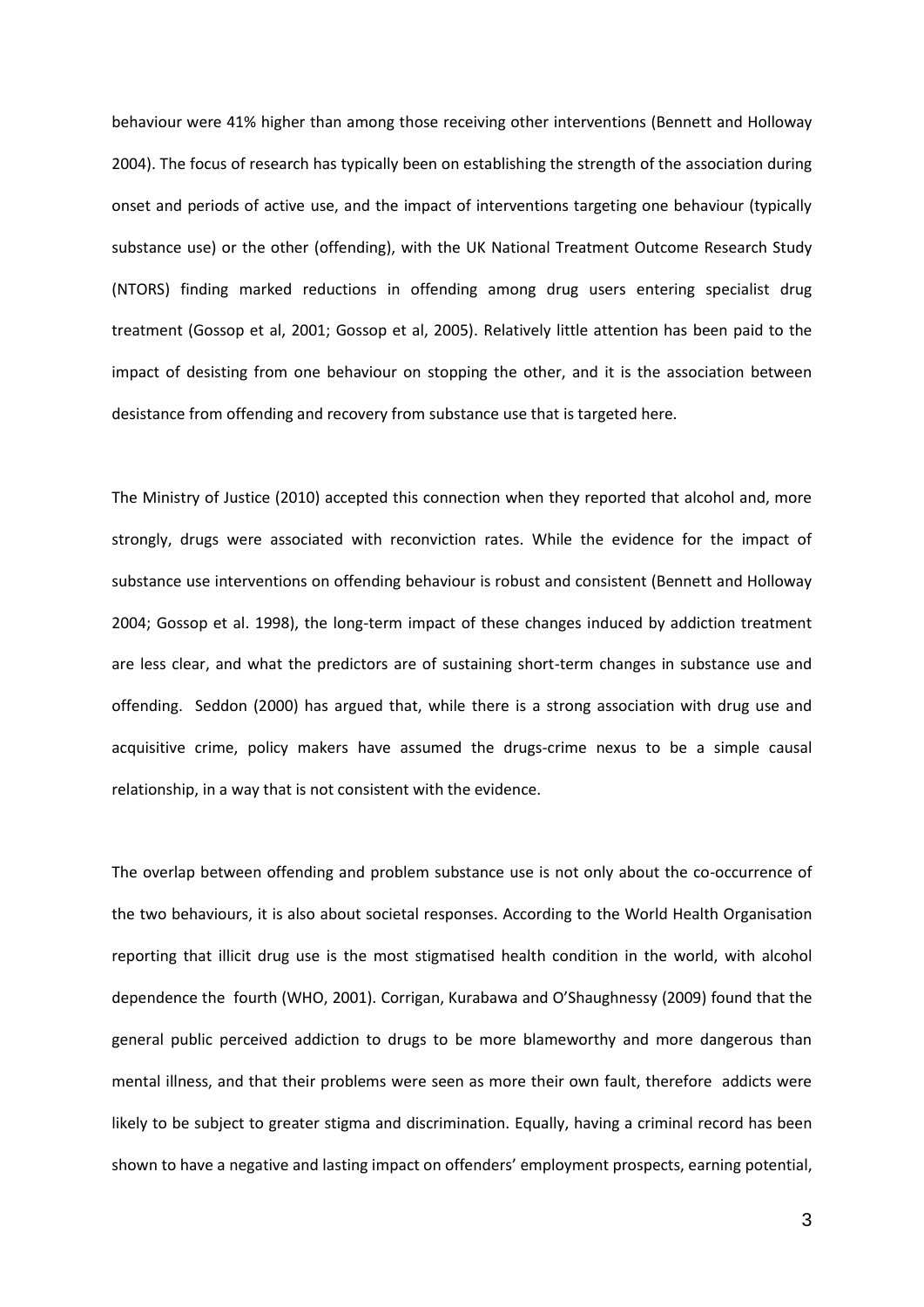behaviour were 41% higher than among those receiving other interventions (Bennett and Holloway 2004). The focus of research has typically been on establishing the strength of the association during onset and periods of active use, and the impact of interventions targeting one behaviour (typically substance use) or the other (offending), with the UK National Treatment Outcome Research Study (NTORS) finding marked reductions in offending among drug users entering specialist drug treatment (Gossop et al, 2001; Gossop et al, 2005). Relatively little attention has been paid to the impact of desisting from one behaviour on stopping the other, and it is the association between desistance from offending and recovery from substance use that is targeted here.

The Ministry of Justice (2010) accepted this connection when they reported that alcohol and, more strongly, drugs were associated with reconviction rates. While the evidence for the impact of substance use interventions on offending behaviour is robust and consistent (Bennett and Holloway 2004; Gossop et al. 1998), the long-term impact of these changes induced by addiction treatment are less clear, and what the predictors are of sustaining short-term changes in substance use and offending. Seddon (2000) has argued that, while there is a strong association with drug use and acquisitive crime, policy makers have assumed the drugs-crime nexus to be a simple causal relationship, in a way that is not consistent with the evidence.

The overlap between offending and problem substance use is not only about the co-occurrence of the two behaviours, it is also about societal responses. According to the World Health Organisation reporting that illicit drug use is the most stigmatised health condition in the world, with alcohol dependence the fourth (WHO, 2001). Corrigan, Kurabawa and O'Shaughnessy (2009) found that the general public perceived addiction to drugs to be more blameworthy and more dangerous than mental illness, and that their problems were seen as more their own fault, therefore addicts were likely to be subject to greater stigma and discrimination. Equally, having a criminal record has been shown to have a negative and lasting impact on offenders' employment prospects, earning potential,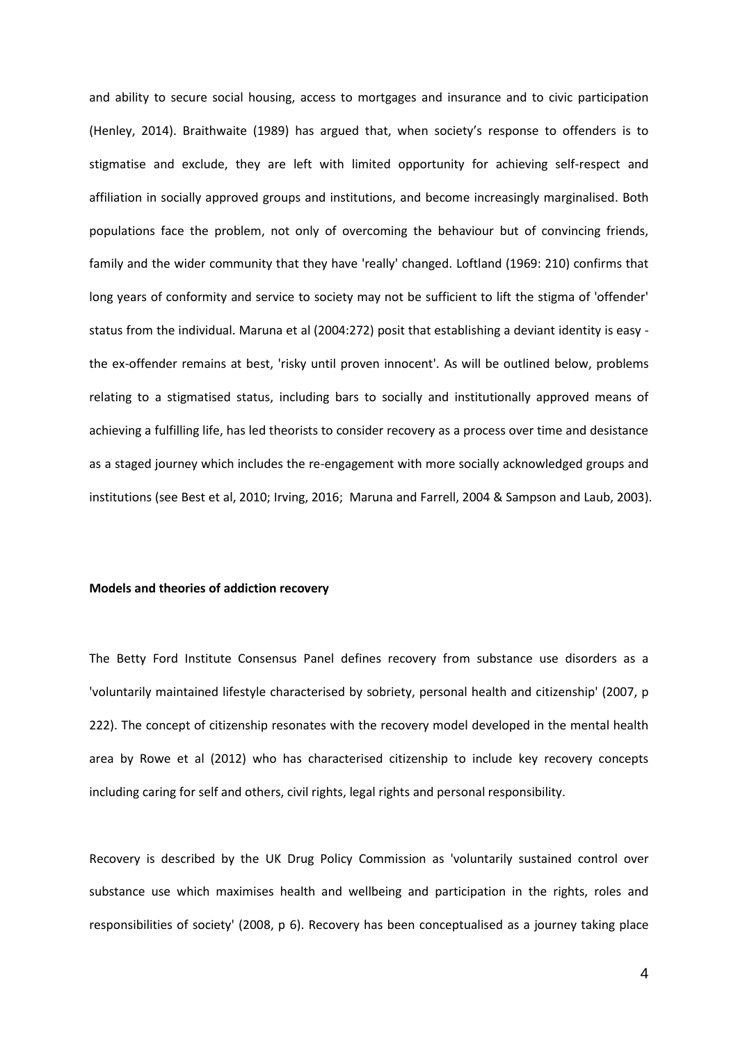and ability to secure social housing, access to mortgages and insurance and to civic participation (Henley, 2014). Braithwaite (1989) has argued that, when society's response to offenders is to stigmatise and exclude, they are left with limited opportunity for achieving self-respect and affiliation in socially approved groups and institutions, and become increasingly marginalised. Both populations face the problem, not only of overcoming the behaviour but of convincing friends, family and the wider community that they have 'really' changed. Loftland (1969: 210) confirms that long years of conformity and service to society may not be sufficient to lift the stigma of 'offender' status from the individual. Maruna et al (2004:272) posit that establishing a deviant identity is easy - the ex-offender remains at best, 'risky until proven innocent'. As will be outlined below, problems relating to a stigmatised status, including bars to socially and institutionally approved means of achieving a fulfilling life, has led theorists to consider recovery as a process over time and desistance as a staged journey which includes the re-engagement with more socially acknowledged groups and institutions (see Best et al, 2010; Irving, 2016; Maruna and Farrell, 2004 & Sampson and Laub, 2003).

**Models and theories of addiction recovery**

The Betty Ford Institute Consensus Panel defines recovery from substance use disorders as a 'voluntarily maintained lifestyle characterised by sobriety, personal health and citizenship' (2007, p 222). The concept of citizenship resonates with the recovery model developed in the mental health area by Rowe et al (2012) who has characterised citizenship to include key recovery concepts including caring for self and others, civil rights, legal rights and personal responsibility.

Recovery is described by the UK Drug Policy Commission as 'voluntarily sustained control over substance use which maximises health and wellbeing and participation in the rights, roles and responsibilities of society' (2008, p 6). Recovery has been conceptualised as a journey taking place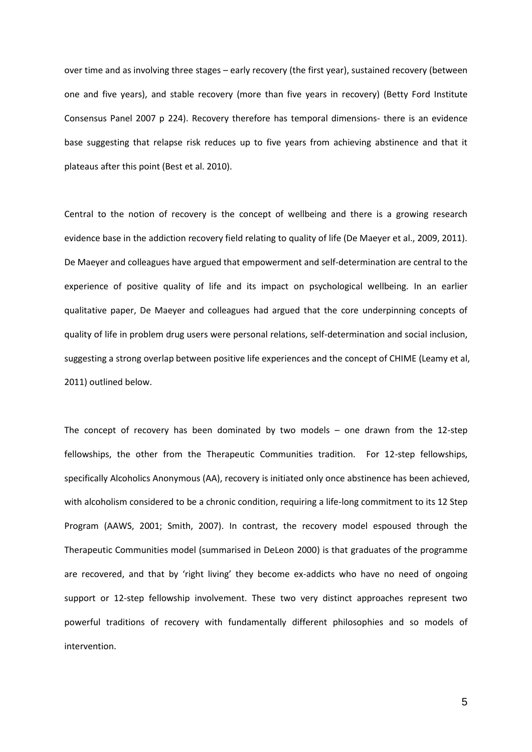over time and as involving three stages – early recovery (the first year), sustained recovery (between one and five years), and stable recovery (more than five years in recovery) (Betty Ford Institute Consensus Panel 2007 p 224). Recovery therefore has temporal dimensions- there is an evidence base suggesting that relapse risk reduces up to five years from achieving abstinence and that it plateaus after this point (Best et al. 2010).

Central to the notion of recovery is the concept of wellbeing and there is a growing research evidence base in the addiction recovery field relating to quality of life (De Maeyer et al., 2009, 2011). De Maeyer and colleagues have argued that empowerment and self-determination are central to the experience of positive quality of life and its impact on psychological wellbeing. In an earlier qualitative paper, De Maeyer and colleagues had argued that the core underpinning concepts of quality of life in problem drug users were personal relations, self-determination and social inclusion, suggesting a strong overlap between positive life experiences and the concept of CHIME (Leamy et al, 2011) outlined below.

The concept of recovery has been dominated by two models – one drawn from the 12-step fellowships, the other from the Therapeutic Communities tradition. For 12-step fellowships, specifically Alcoholics Anonymous (AA), recovery is initiated only once abstinence has been achieved, with alcoholism considered to be a chronic condition, requiring a life-long commitment to its 12 Step Program (AAWS, 2001; Smith, 2007). In contrast, the recovery model espoused through the Therapeutic Communities model (summarised in DeLeon 2000) is that graduates of the programme are recovered, and that by 'right living' they become ex-addicts who have no need of ongoing support or 12-step fellowship involvement. These two very distinct approaches represent two powerful traditions of recovery with fundamentally different philosophies and so models of intervention.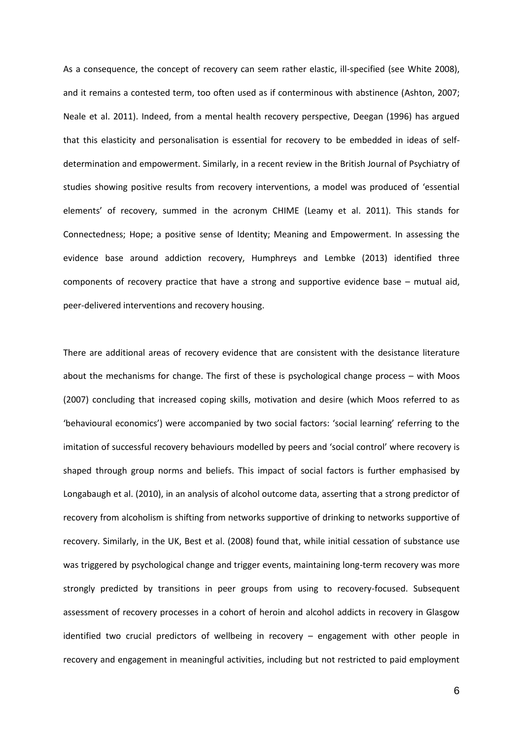As a consequence, the concept of recovery can seem rather elastic, ill-specified (see White 2008), and it remains a contested term, too often used as if conterminous with abstinence (Ashton, 2007; Neale et al. 2011). Indeed, from a mental health recovery perspective, Deegan (1996) has argued that this elasticity and personalisation is essential for recovery to be embedded in ideas of self-determination and empowerment. Similarly, in a recent review in the British Journal of Psychiatry of studies showing positive results from recovery interventions, a model was produced of 'essential elements' of recovery, summed in the acronym CHIME (Leamy et al. 2011). This stands for Connectedness; Hope; a positive sense of Identity; Meaning and Empowerment. In assessing the evidence base around addiction recovery, Humphreys and Lembke (2013) identified three components of recovery practice that have a strong and supportive evidence base – mutual aid, peer-delivered interventions and recovery housing.

There are additional areas of recovery evidence that are consistent with the desistance literature about the mechanisms for change. The first of these is psychological change process – with Moos (2007) concluding that increased coping skills, motivation and desire (which Moos referred to as 'behavioural economics') were accompanied by two social factors: 'social learning' referring to the imitation of successful recovery behaviours modelled by peers and 'social control' where recovery is shaped through group norms and beliefs. This impact of social factors is further emphasised by Longabaugh et al. (2010), in an analysis of alcohol outcome data, asserting that a strong predictor of recovery from alcoholism is shifting from networks supportive of drinking to networks supportive of recovery. Similarly, in the UK, Best et al. (2008) found that, while initial cessation of substance use was triggered by psychological change and trigger events, maintaining long-term recovery was more strongly predicted by transitions in peer groups from using to recovery-focused. Subsequent assessment of recovery processes in a cohort of heroin and alcohol addicts in recovery in Glasgow identified two crucial predictors of wellbeing in recovery – engagement with other people in recovery and engagement in meaningful activities, including but not restricted to paid employment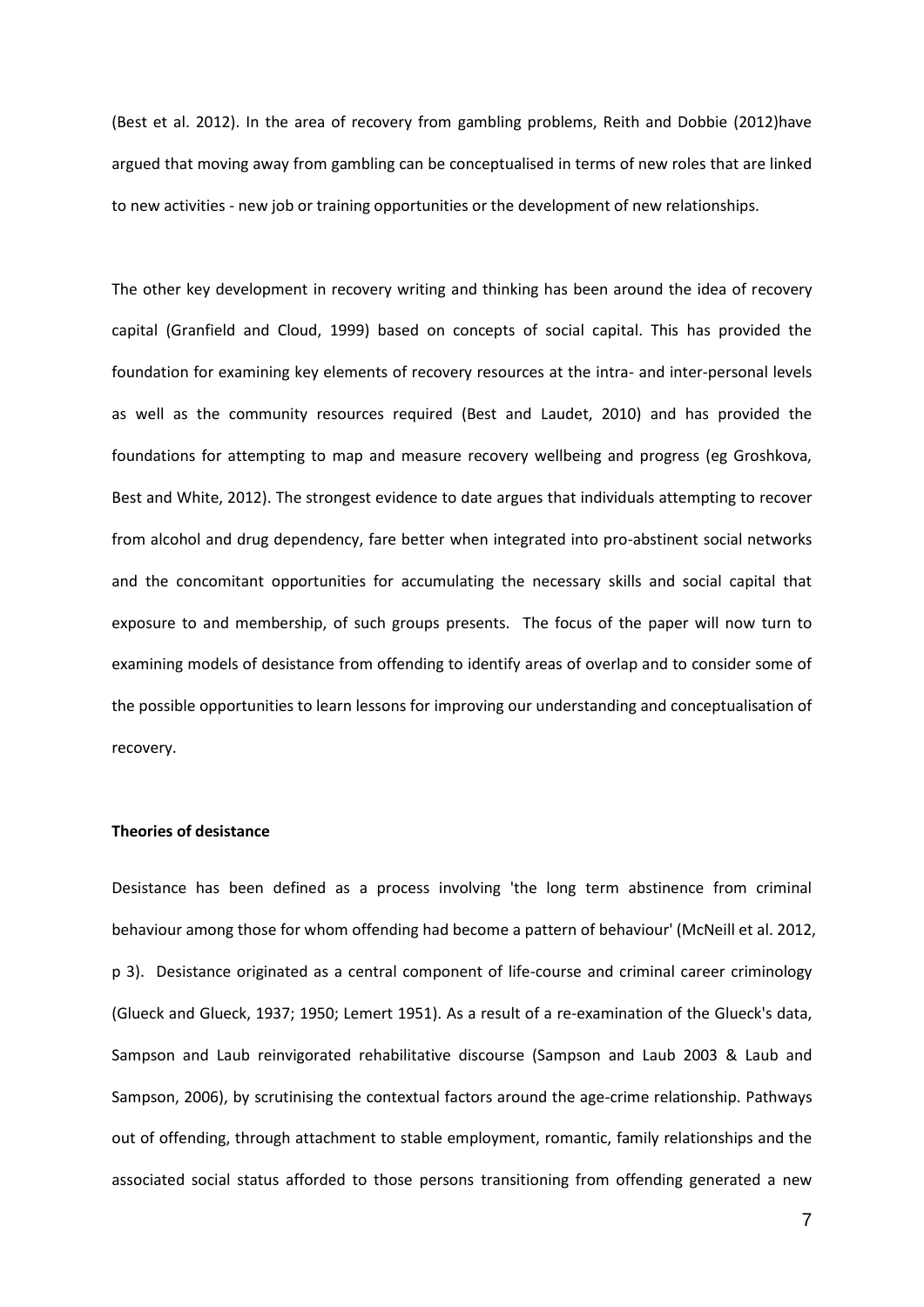(Best et al. 2012). In the area of recovery from gambling problems, Reith and Dobbie (2012)have argued that moving away from gambling can be conceptualised in terms of new roles that are linked to new activities - new job or training opportunities or the development of new relationships.

The other key development in recovery writing and thinking has been around the idea of recovery capital (Granfield and Cloud, 1999) based on concepts of social capital. This has provided the foundation for examining key elements of recovery resources at the intra- and inter-personal levels as well as the community resources required (Best and Laudet, 2010) and has provided the foundations for attempting to map and measure recovery wellbeing and progress (eg Groshkova, Best and White, 2012). The strongest evidence to date argues that individuals attempting to recover from alcohol and drug dependency, fare better when integrated into pro-abstinent social networks and the concomitant opportunities for accumulating the necessary skills and social capital that exposure to and membership, of such groups presents. The focus of the paper will now turn to examining models of desistance from offending to identify areas of overlap and to consider some of the possible opportunities to learn lessons for improving our understanding and conceptualisation of recovery.

**Theories of desistance**

Desistance has been defined as a process involving 'the long term abstinence from criminal behaviour among those for whom offending had become a pattern of behaviour' (McNeill et al. 2012, p 3). Desistance originated as a central component of life-course and criminal career criminology (Glueck and Glueck, 1937; 1950; Lemert 1951). As a result of a re-examination of the Glueck's data, Sampson and Laub reinvigorated rehabilitative discourse (Sampson and Laub 2003 & Laub and Sampson, 2006), by scrutinising the contextual factors around the age-crime relationship. Pathways out of offending, through attachment to stable employment, romantic, family relationships and the associated social status afforded to those persons transitioning from offending generated a new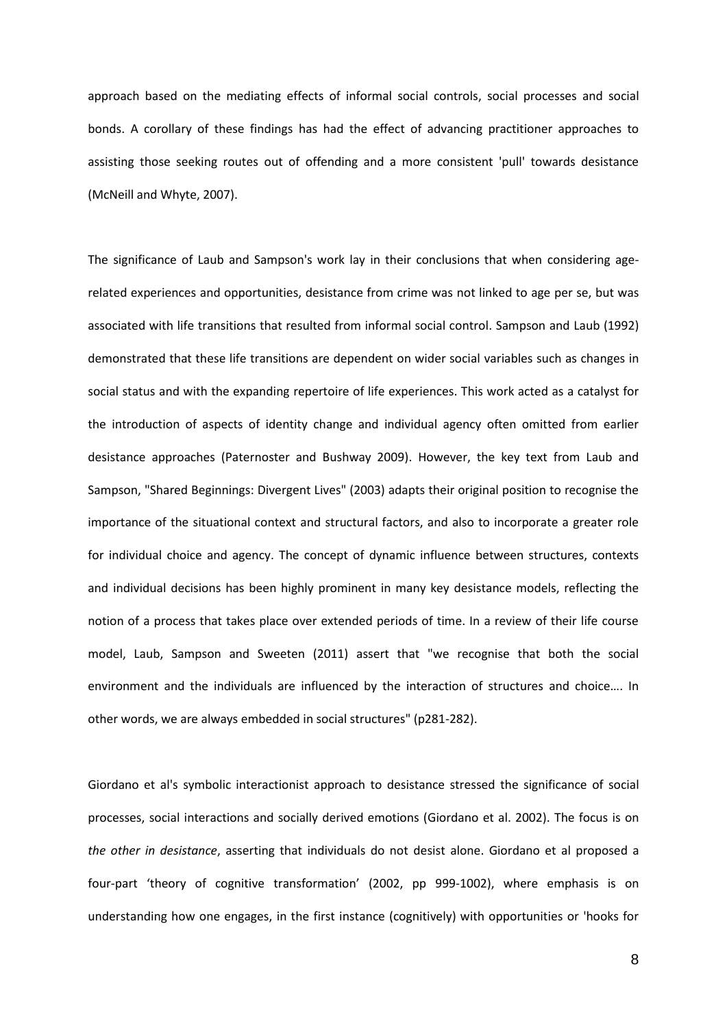approach based on the mediating effects of informal social controls, social processes and social bonds. A corollary of these findings has had the effect of advancing practitioner approaches to assisting those seeking routes out of offending and a more consistent 'pull' towards desistance (McNeill and Whyte, 2007).

The significance of Laub and Sampson's work lay in their conclusions that when considering age-related experiences and opportunities, desistance from crime was not linked to age per se, but was associated with life transitions that resulted from informal social control. Sampson and Laub (1992) demonstrated that these life transitions are dependent on wider social variables such as changes in social status and with the expanding repertoire of life experiences. This work acted as a catalyst for the introduction of aspects of identity change and individual agency often omitted from earlier desistance approaches (Paternoster and Bushway 2009). However, the key text from Laub and Sampson, "Shared Beginnings: Divergent Lives" (2003) adapts their original position to recognise the importance of the situational context and structural factors, and also to incorporate a greater role for individual choice and agency. The concept of dynamic influence between structures, contexts and individual decisions has been highly prominent in many key desistance models, reflecting the notion of a process that takes place over extended periods of time. In a review of their life course model, Laub, Sampson and Sweeten (2011) assert that "we recognise that both the social environment and the individuals are influenced by the interaction of structures and choice…. In other words, we are always embedded in social structures" (p281-282).

Giordano et al's symbolic interactionist approach to desistance stressed the significance of social processes, social interactions and socially derived emotions (Giordano et al. 2002). The focus is on *the other in desistance*, asserting that individuals do not desist alone. Giordano et al proposed a four-part 'theory of cognitive transformation' (2002, pp 999-1002), where emphasis is on understanding how one engages, in the first instance (cognitively) with opportunities or 'hooks for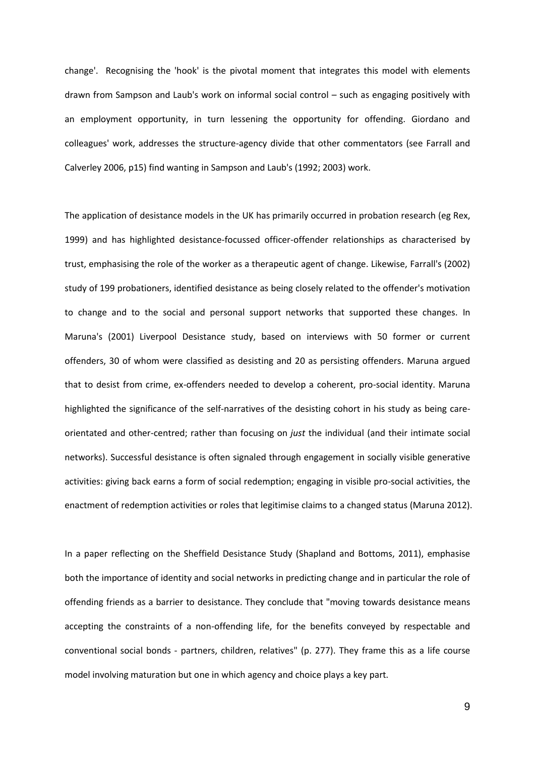change'. Recognising the 'hook' is the pivotal moment that integrates this model with elements drawn from Sampson and Laub's work on informal social control – such as engaging positively with an employment opportunity, in turn lessening the opportunity for offending. Giordano and colleagues' work, addresses the structure-agency divide that other commentators (see Farrall and Calverley 2006, p15) find wanting in Sampson and Laub's (1992; 2003) work.

The application of desistance models in the UK has primarily occurred in probation research (eg Rex, 1999) and has highlighted desistance-focussed officer-offender relationships as characterised by trust, emphasising the role of the worker as a therapeutic agent of change. Likewise, Farrall's (2002) study of 199 probationers, identified desistance as being closely related to the offender's motivation to change and to the social and personal support networks that supported these changes. In Maruna's (2001) Liverpool Desistance study, based on interviews with 50 former or current offenders, 30 of whom were classified as desisting and 20 as persisting offenders. Maruna argued that to desist from crime, ex-offenders needed to develop a coherent, pro-social identity. Maruna highlighted the significance of the self-narratives of the desisting cohort in his study as being care-orientated and other-centred; rather than focusing on *just* the individual (and their intimate social networks). Successful desistance is often signaled through engagement in socially visible generative activities: giving back earns a form of social redemption; engaging in visible pro-social activities, the enactment of redemption activities or roles that legitimise claims to a changed status (Maruna 2012).

In a paper reflecting on the Sheffield Desistance Study (Shapland and Bottoms, 2011), emphasise both the importance of identity and social networks in predicting change and in particular the role of offending friends as a barrier to desistance. They conclude that "moving towards desistance means accepting the constraints of a non-offending life, for the benefits conveyed by respectable and conventional social bonds - partners, children, relatives" (p. 277). They frame this as a life course model involving maturation but one in which agency and choice plays a key part.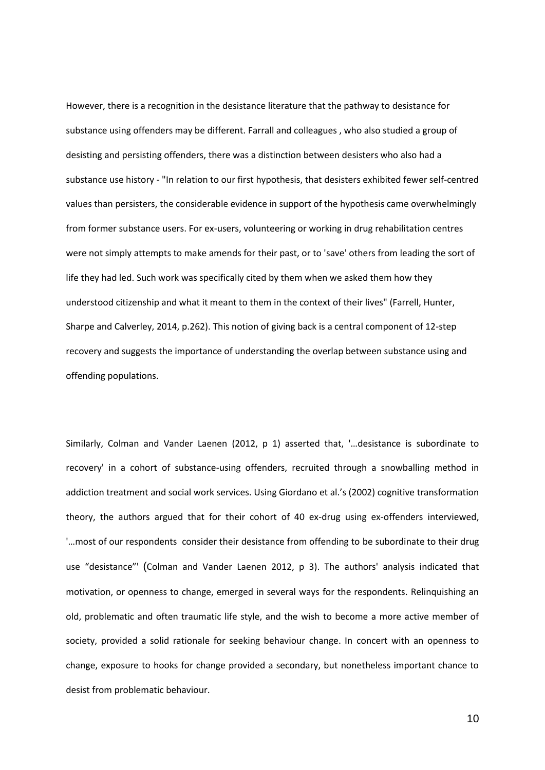However, there is a recognition in the desistance literature that the pathway to desistance for substance using offenders may be different. Farrall and colleagues , who also studied a group of desisting and persisting offenders, there was a distinction between desisters who also had a substance use history - "In relation to our first hypothesis, that desisters exhibited fewer self-centred values than persisters, the considerable evidence in support of the hypothesis came overwhelmingly from former substance users. For ex-users, volunteering or working in drug rehabilitation centres were not simply attempts to make amends for their past, or to 'save' others from leading the sort of life they had led. Such work was specifically cited by them when we asked them how they understood citizenship and what it meant to them in the context of their lives" (Farrell, Hunter, Sharpe and Calverley, 2014, p.262). This notion of giving back is a central component of 12-step recovery and suggests the importance of understanding the overlap between substance using and offending populations.

Similarly, Colman and Vander Laenen (2012, p 1) asserted that, '…desistance is subordinate to recovery' in a cohort of substance-using offenders, recruited through a snowballing method in addiction treatment and social work services. Using Giordano et al.'s (2002) cognitive transformation theory, the authors argued that for their cohort of 40 ex-drug using ex-offenders interviewed, '…most of our respondents consider their desistance from offending to be subordinate to their drug use "desistance"' (Colman and Vander Laenen 2012, p 3). The authors' analysis indicated that motivation, or openness to change, emerged in several ways for the respondents. Relinquishing an old, problematic and often traumatic life style, and the wish to become a more active member of society, provided a solid rationale for seeking behaviour change. In concert with an openness to change, exposure to hooks for change provided a secondary, but nonetheless important chance to desist from problematic behaviour.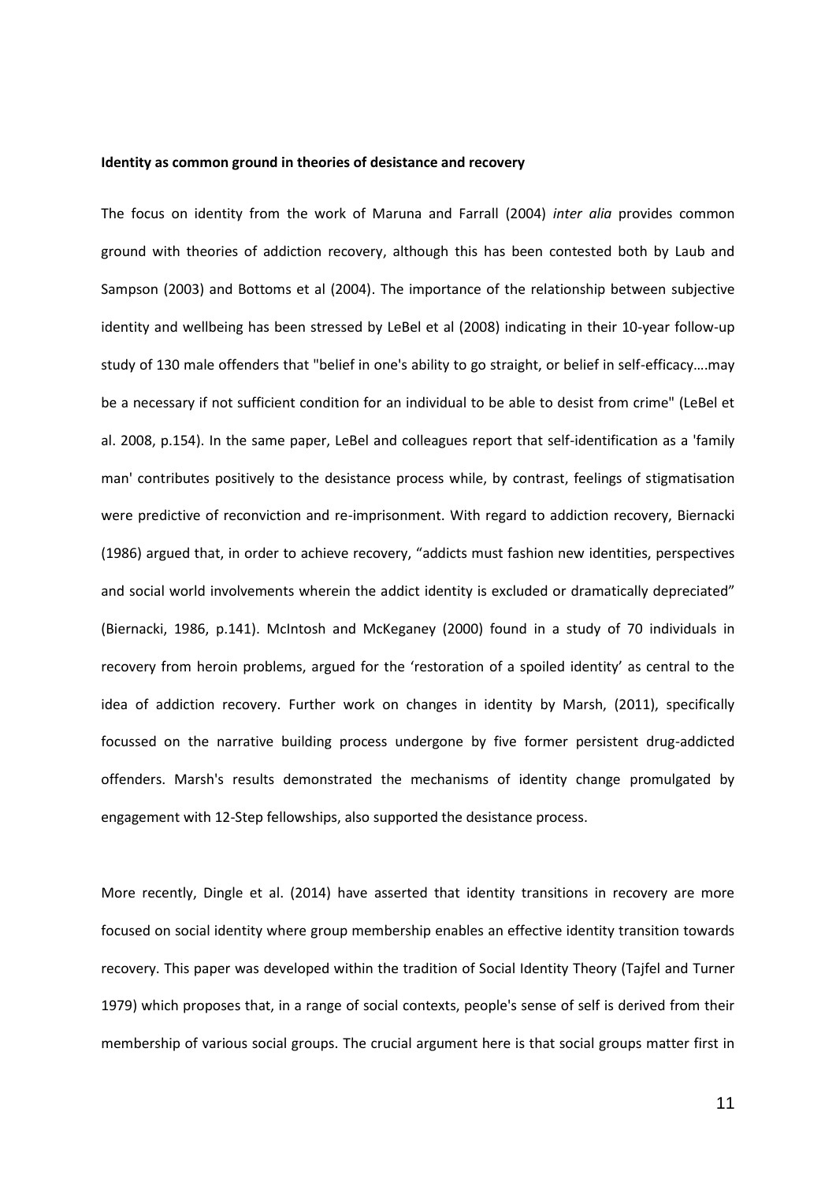**Identity as common ground in theories of desistance and recovery**

The focus on identity from the work of Maruna and Farrall (2004) *inter alia* provides common ground with theories of addiction recovery, although this has been contested both by Laub and Sampson (2003) and Bottoms et al (2004). The importance of the relationship between subjective identity and wellbeing has been stressed by LeBel et al (2008) indicating in their 10-year follow-up study of 130 male offenders that "belief in one's ability to go straight, or belief in self-efficacy….may be a necessary if not sufficient condition for an individual to be able to desist from crime" (LeBel et al. 2008, p.154). In the same paper, LeBel and colleagues report that self-identification as a 'family man' contributes positively to the desistance process while, by contrast, feelings of stigmatisation were predictive of reconviction and re-imprisonment. With regard to addiction recovery, Biernacki (1986) argued that, in order to achieve recovery, "addicts must fashion new identities, perspectives and social world involvements wherein the addict identity is excluded or dramatically depreciated" (Biernacki, 1986, p.141). McIntosh and McKeganey (2000) found in a study of 70 individuals in recovery from heroin problems, argued for the 'restoration of a spoiled identity' as central to the idea of addiction recovery. Further work on changes in identity by Marsh, (2011), specifically focussed on the narrative building process undergone by five former persistent drug-addicted offenders. Marsh's results demonstrated the mechanisms of identity change promulgated by engagement with 12-Step fellowships, also supported the desistance process.

More recently, Dingle et al. (2014) have asserted that identity transitions in recovery are more focused on social identity where group membership enables an effective identity transition towards recovery. This paper was developed within the tradition of Social Identity Theory (Tajfel and Turner 1979) which proposes that, in a range of social contexts, people's sense of self is derived from their membership of various social groups. The crucial argument here is that social groups matter first in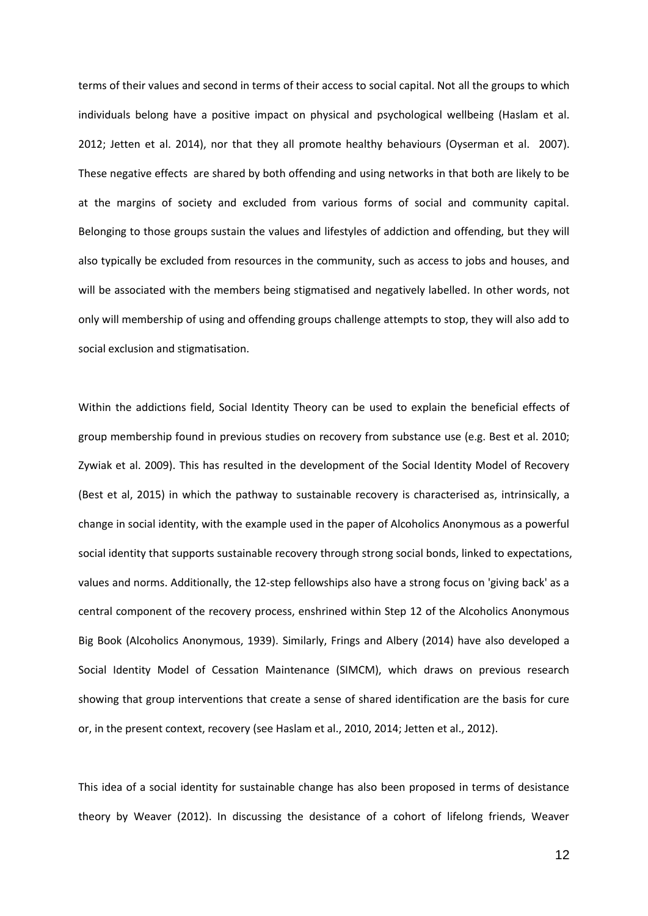terms of their values and second in terms of their access to social capital. Not all the groups to which individuals belong have a positive impact on physical and psychological wellbeing (Haslam et al. 2012; Jetten et al. 2014), nor that they all promote healthy behaviours (Oyserman et al. 2007). These negative effects are shared by both offending and using networks in that both are likely to be at the margins of society and excluded from various forms of social and community capital. Belonging to those groups sustain the values and lifestyles of addiction and offending, but they will also typically be excluded from resources in the community, such as access to jobs and houses, and will be associated with the members being stigmatised and negatively labelled. In other words, not only will membership of using and offending groups challenge attempts to stop, they will also add to social exclusion and stigmatisation.

Within the addictions field, Social Identity Theory can be used to explain the beneficial effects of group membership found in previous studies on recovery from substance use (e.g. Best et al. 2010; Zywiak et al. 2009). This has resulted in the development of the Social Identity Model of Recovery (Best et al, 2015) in which the pathway to sustainable recovery is characterised as, intrinsically, a change in social identity, with the example used in the paper of Alcoholics Anonymous as a powerful social identity that supports sustainable recovery through strong social bonds, linked to expectations, values and norms. Additionally, the 12-step fellowships also have a strong focus on 'giving back' as a central component of the recovery process, enshrined within Step 12 of the Alcoholics Anonymous Big Book (Alcoholics Anonymous, 1939). Similarly, Frings and Albery (2014) have also developed a Social Identity Model of Cessation Maintenance (SIMCM), which draws on previous research showing that group interventions that create a sense of shared identification are the basis for cure or, in the present context, recovery (see Haslam et al., 2010, 2014; Jetten et al., 2012).

This idea of a social identity for sustainable change has also been proposed in terms of desistance theory by Weaver (2012). In discussing the desistance of a cohort of lifelong friends, Weaver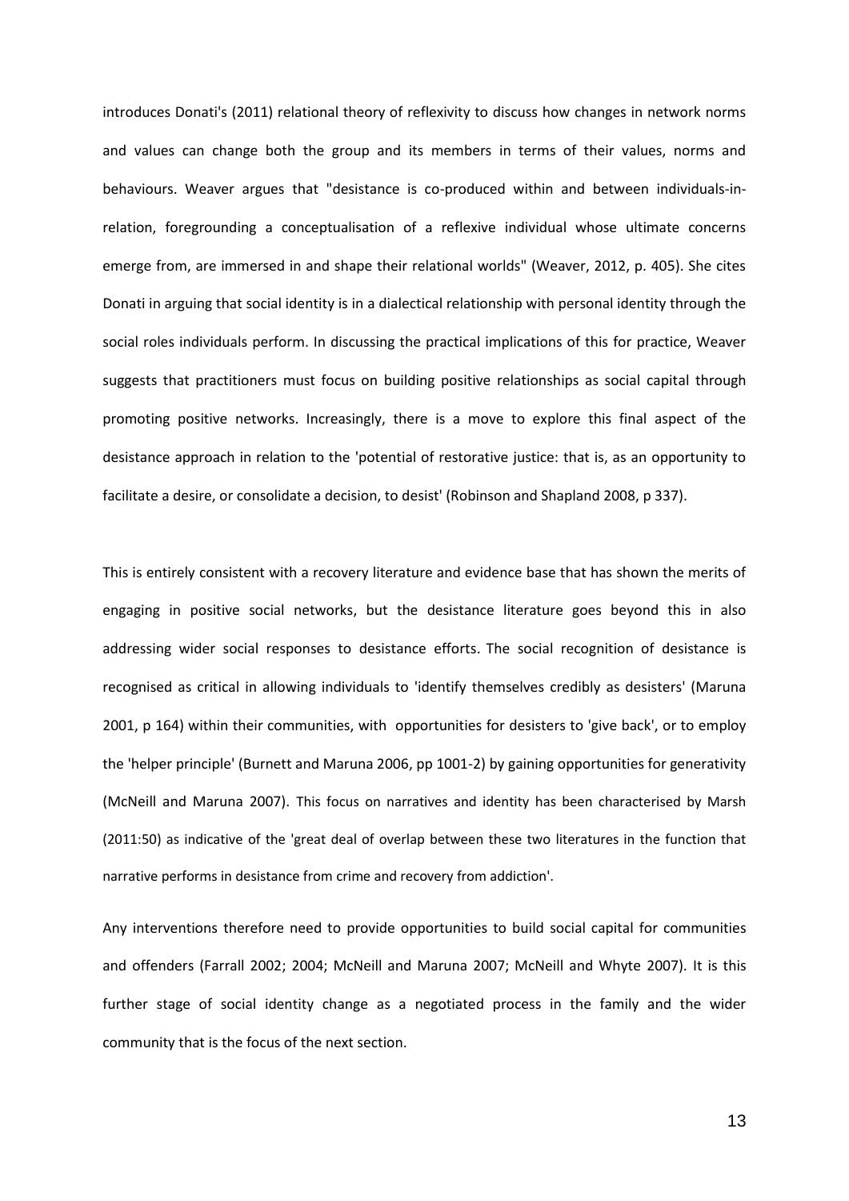introduces Donati's (2011) relational theory of reflexivity to discuss how changes in network norms and values can change both the group and its members in terms of their values, norms and behaviours. Weaver argues that "desistance is co-produced within and between individuals-in-relation, foregrounding a conceptualisation of a reflexive individual whose ultimate concerns emerge from, are immersed in and shape their relational worlds" (Weaver, 2012, p. 405). She cites Donati in arguing that social identity is in a dialectical relationship with personal identity through the social roles individuals perform. In discussing the practical implications of this for practice, Weaver suggests that practitioners must focus on building positive relationships as social capital through promoting positive networks. Increasingly, there is a move to explore this final aspect of the desistance approach in relation to the 'potential of restorative justice: that is, as an opportunity to facilitate a desire, or consolidate a decision, to desist' (Robinson and Shapland 2008, p 337).

This is entirely consistent with a recovery literature and evidence base that has shown the merits of engaging in positive social networks, but the desistance literature goes beyond this in also addressing wider social responses to desistance efforts. The social recognition of desistance is recognised as critical in allowing individuals to 'identify themselves credibly as desisters' (Maruna 2001, p 164) within their communities, with opportunities for desisters to 'give back', or to employ the 'helper principle' (Burnett and Maruna 2006, pp 1001-2) by gaining opportunities for generativity (McNeill and Maruna 2007). This focus on narratives and identity has been characterised by Marsh (2011:50) as indicative of the 'great deal of overlap between these two literatures in the function that narrative performs in desistance from crime and recovery from addiction'.

Any interventions therefore need to provide opportunities to build social capital for communities and offenders (Farrall 2002; 2004; McNeill and Maruna 2007; McNeill and Whyte 2007). It is this further stage of social identity change as a negotiated process in the family and the wider community that is the focus of the next section.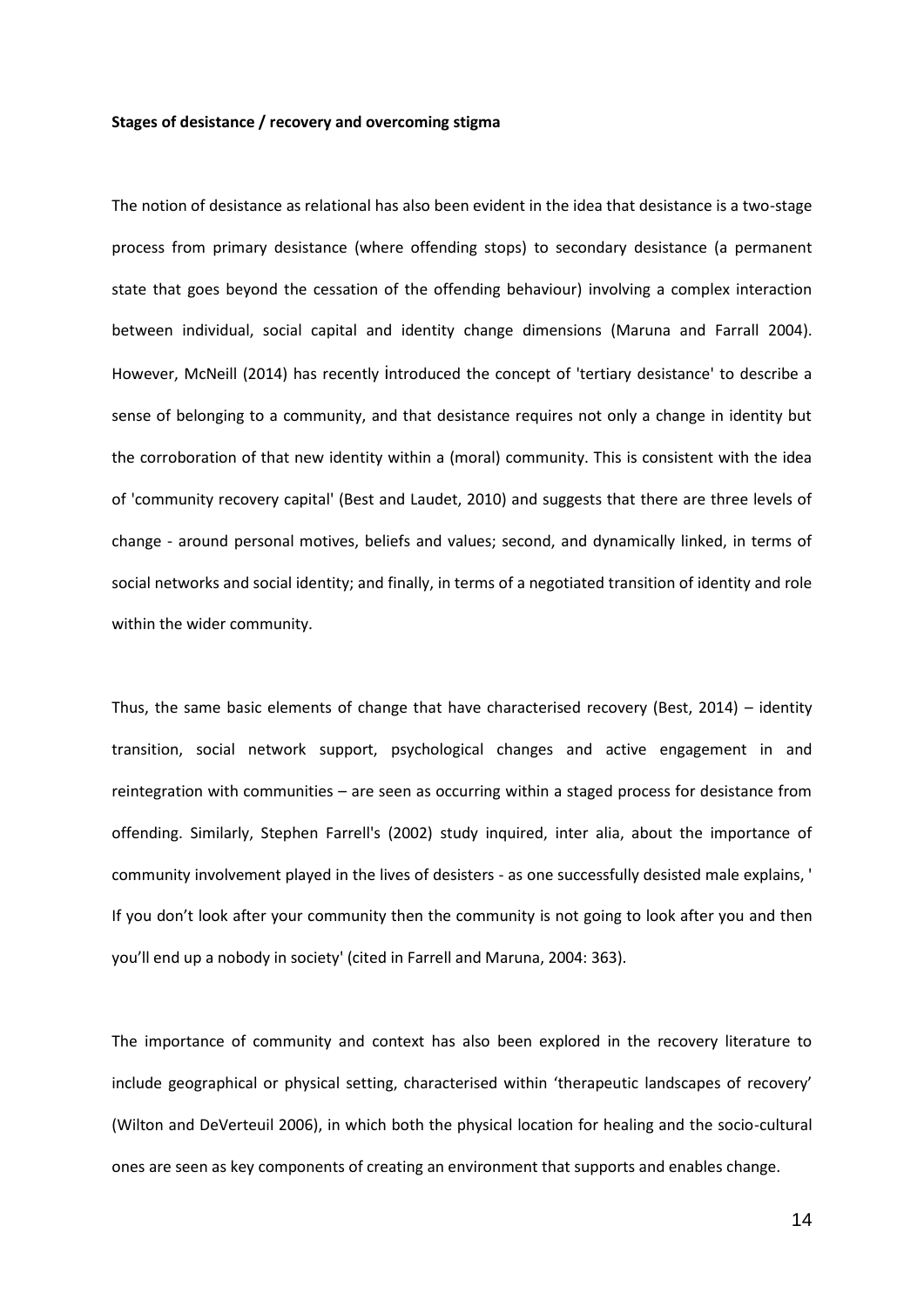**Stages of desistance / recovery and overcoming stigma**

The notion of desistance as relational has also been evident in the idea that desistance is a two-stage process from primary desistance (where offending stops) to secondary desistance (a permanent state that goes beyond the cessation of the offending behaviour) involving a complex interaction between individual, social capital and identity change dimensions (Maruna and Farrall 2004). However, McNeill (2014) has recently İntroduced the concept of 'tertiary desistance' to describe a sense of belonging to a community, and that desistance requires not only a change in identity but the corroboration of that new identity within a (moral) community. This is consistent with the idea of 'community recovery capital' (Best and Laudet, 2010) and suggests that there are three levels of change - around personal motives, beliefs and values; second, and dynamically linked, in terms of social networks and social identity; and finally, in terms of a negotiated transition of identity and role within the wider community.

Thus, the same basic elements of change that have characterised recovery (Best, 2014) – identity transition, social network support, psychological changes and active engagement in and reintegration with communities – are seen as occurring within a staged process for desistance from offending. Similarly, Stephen Farrell's (2002) study inquired, inter alia, about the importance of community involvement played in the lives of desisters - as one successfully desisted male explains, ' If you don't look after your community then the community is not going to look after you and then you'll end up a nobody in society' (cited in Farrell and Maruna, 2004: 363).

The importance of community and context has also been explored in the recovery literature to include geographical or physical setting, characterised within 'therapeutic landscapes of recovery' (Wilton and DeVerteuil 2006), in which both the physical location for healing and the socio-cultural ones are seen as key components of creating an environment that supports and enables change.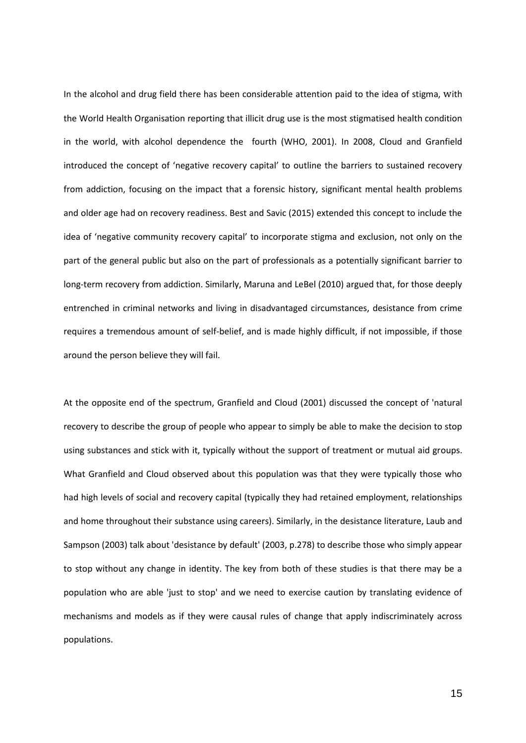In the alcohol and drug field there has been considerable attention paid to the idea of stigma, with the World Health Organisation reporting that illicit drug use is the most stigmatised health condition in the world, with alcohol dependence the fourth (WHO, 2001). In 2008, Cloud and Granfield introduced the concept of 'negative recovery capital' to outline the barriers to sustained recovery from addiction, focusing on the impact that a forensic history, significant mental health problems and older age had on recovery readiness. Best and Savic (2015) extended this concept to include the idea of 'negative community recovery capital' to incorporate stigma and exclusion, not only on the part of the general public but also on the part of professionals as a potentially significant barrier to long-term recovery from addiction. Similarly, Maruna and LeBel (2010) argued that, for those deeply entrenched in criminal networks and living in disadvantaged circumstances, desistance from crime requires a tremendous amount of self-belief, and is made highly difficult, if not impossible, if those around the person believe they will fail.

At the opposite end of the spectrum, Granfield and Cloud (2001) discussed the concept of 'natural recovery to describe the group of people who appear to simply be able to make the decision to stop using substances and stick with it, typically without the support of treatment or mutual aid groups. What Granfield and Cloud observed about this population was that they were typically those who had high levels of social and recovery capital (typically they had retained employment, relationships and home throughout their substance using careers). Similarly, in the desistance literature, Laub and Sampson (2003) talk about 'desistance by default' (2003, p.278) to describe those who simply appear to stop without any change in identity. The key from both of these studies is that there may be a population who are able 'just to stop' and we need to exercise caution by translating evidence of mechanisms and models as if they were causal rules of change that apply indiscriminately across populations.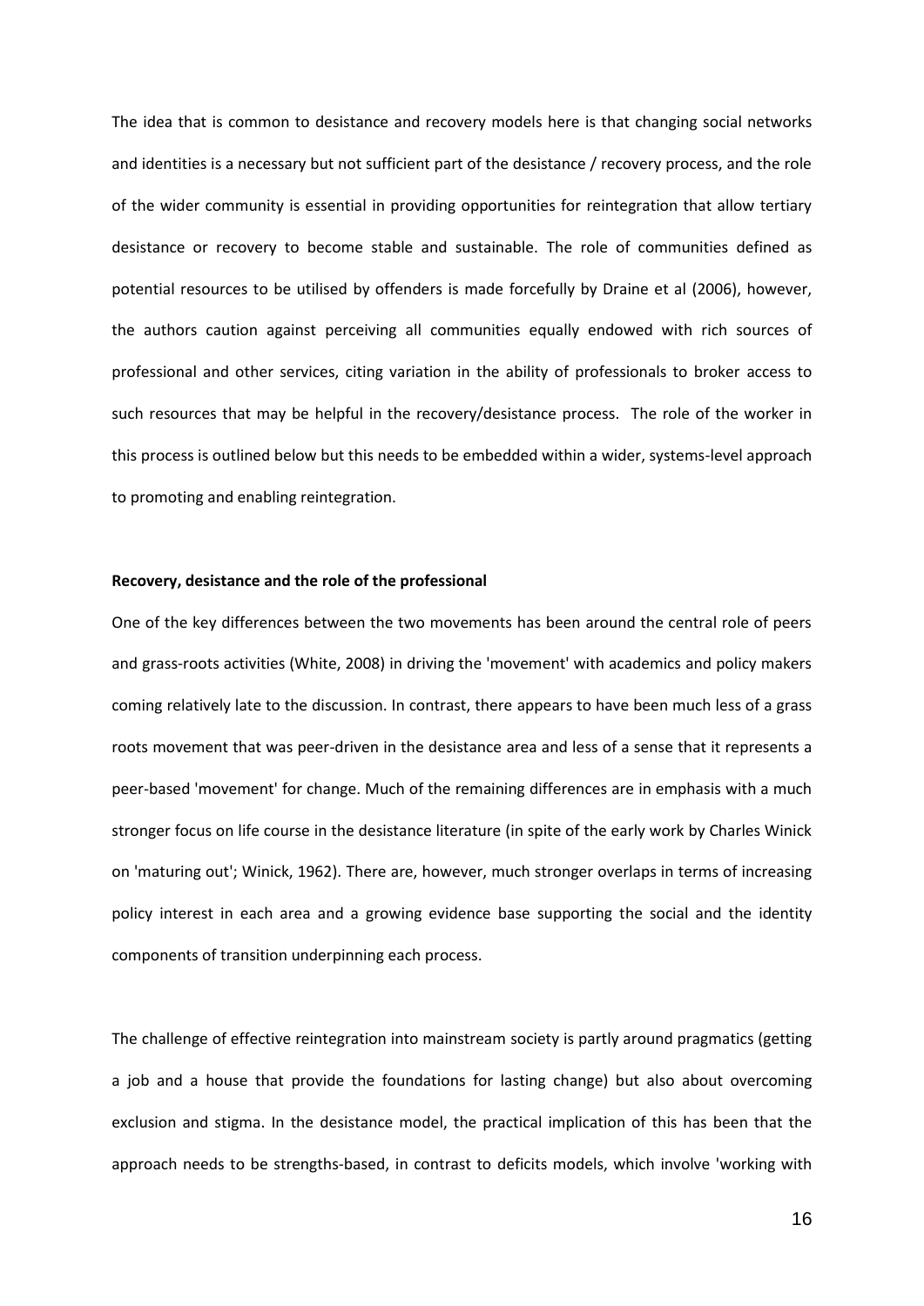The idea that is common to desistance and recovery models here is that changing social networks and identities is a necessary but not sufficient part of the desistance / recovery process, and the role of the wider community is essential in providing opportunities for reintegration that allow tertiary desistance or recovery to become stable and sustainable. The role of communities defined as potential resources to be utilised by offenders is made forcefully by Draine et al (2006), however, the authors caution against perceiving all communities equally endowed with rich sources of professional and other services, citing variation in the ability of professionals to broker access to such resources that may be helpful in the recovery/desistance process. The role of the worker in this process is outlined below but this needs to be embedded within a wider, systems-level approach to promoting and enabling reintegration.

**Recovery, desistance and the role of the professional**

One of the key differences between the two movements has been around the central role of peers and grass-roots activities (White, 2008) in driving the 'movement' with academics and policy makers coming relatively late to the discussion. In contrast, there appears to have been much less of a grass roots movement that was peer-driven in the desistance area and less of a sense that it represents a peer-based 'movement' for change. Much of the remaining differences are in emphasis with a much stronger focus on life course in the desistance literature (in spite of the early work by Charles Winick on 'maturing out'; Winick, 1962). There are, however, much stronger overlaps in terms of increasing policy interest in each area and a growing evidence base supporting the social and the identity components of transition underpinning each process.

The challenge of effective reintegration into mainstream society is partly around pragmatics (getting a job and a house that provide the foundations for lasting change) but also about overcoming exclusion and stigma. In the desistance model, the practical implication of this has been that the approach needs to be strengths-based, in contrast to deficits models, which involve 'working with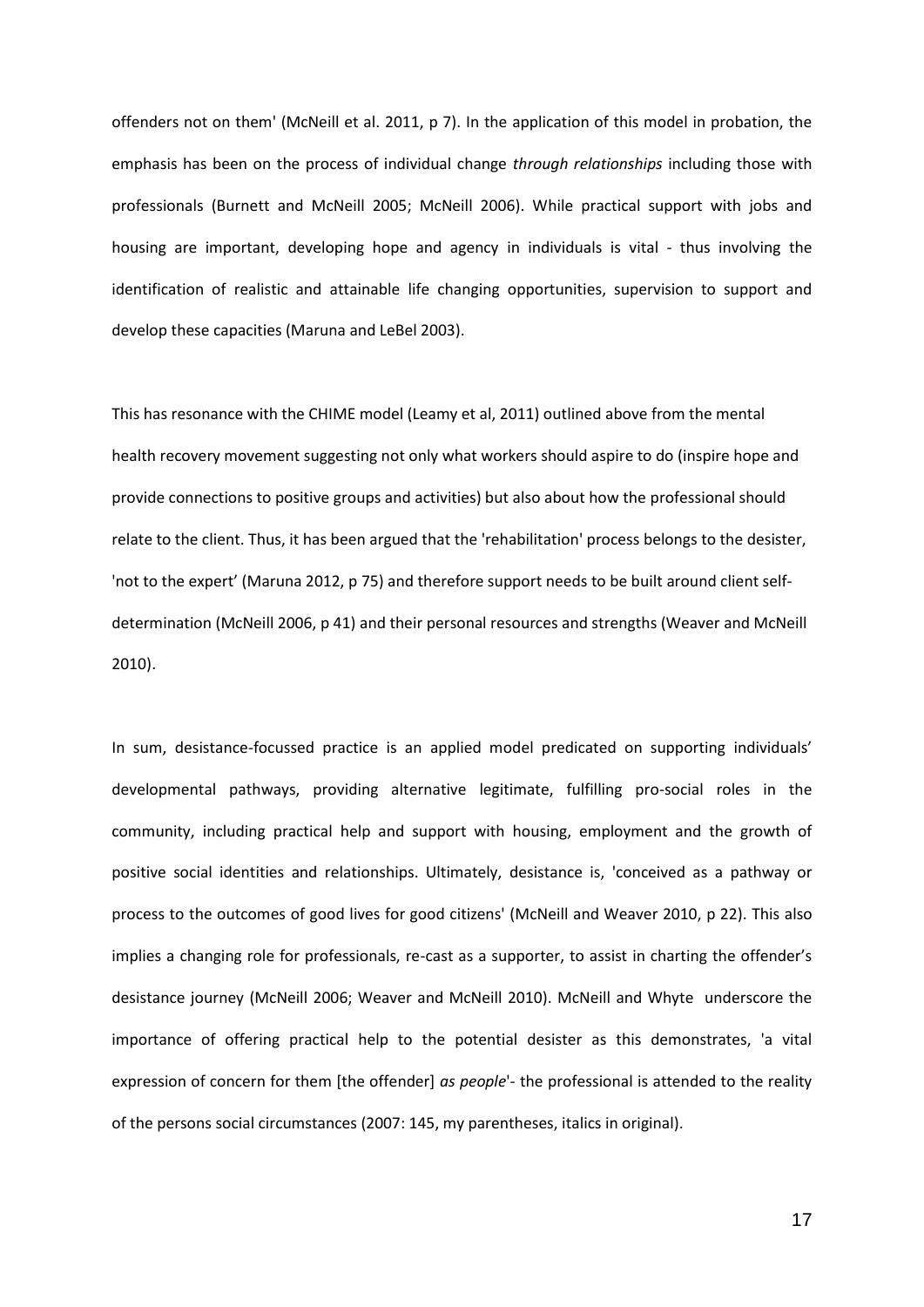offenders not on them' (McNeill et al. 2011, p 7). In the application of this model in probation, the emphasis has been on the process of individual change *through relationships* including those with professionals (Burnett and McNeill 2005; McNeill 2006). While practical support with jobs and housing are important, developing hope and agency in individuals is vital - thus involving the identification of realistic and attainable life changing opportunities, supervision to support and develop these capacities (Maruna and LeBel 2003).

This has resonance with the CHIME model (Leamy et al, 2011) outlined above from the mental health recovery movement suggesting not only what workers should aspire to do (inspire hope and provide connections to positive groups and activities) but also about how the professional should relate to the client. Thus, it has been argued that the 'rehabilitation' process belongs to the desister, 'not to the expert' (Maruna 2012, p 75) and therefore support needs to be built around client self-determination (McNeill 2006, p 41) and their personal resources and strengths (Weaver and McNeill 2010).

In sum, desistance-focussed practice is an applied model predicated on supporting individuals' developmental pathways, providing alternative legitimate, fulfilling pro-social roles in the community, including practical help and support with housing, employment and the growth of positive social identities and relationships. Ultimately, desistance is, 'conceived as a pathway or process to the outcomes of good lives for good citizens' (McNeill and Weaver 2010, p 22). This also implies a changing role for professionals, re-cast as a supporter, to assist in charting the offender's desistance journey (McNeill 2006; Weaver and McNeill 2010). McNeill and Whyte underscore the importance of offering practical help to the potential desister as this demonstrates, 'a vital expression of concern for them [the offender] *as people*'- the professional is attended to the reality of the persons social circumstances (2007: 145, my parentheses, italics in original).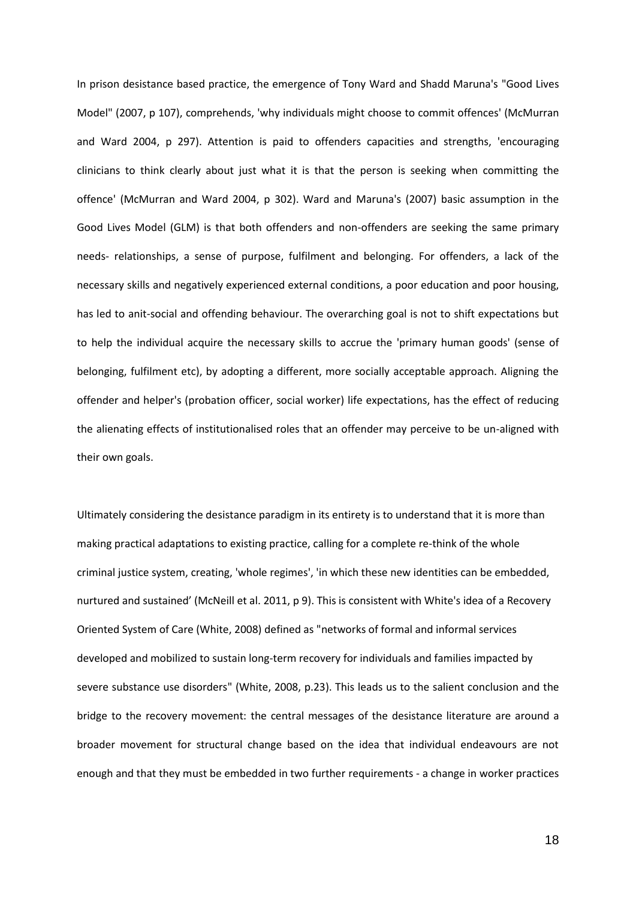In prison desistance based practice, the emergence of Tony Ward and Shadd Maruna's "Good Lives Model" (2007, p 107), comprehends, 'why individuals might choose to commit offences' (McMurran and Ward 2004, p 297). Attention is paid to offenders capacities and strengths, 'encouraging clinicians to think clearly about just what it is that the person is seeking when committing the offence' (McMurran and Ward 2004, p 302). Ward and Maruna's (2007) basic assumption in the Good Lives Model (GLM) is that both offenders and non-offenders are seeking the same primary needs- relationships, a sense of purpose, fulfilment and belonging. For offenders, a lack of the necessary skills and negatively experienced external conditions, a poor education and poor housing, has led to anit-social and offending behaviour. The overarching goal is not to shift expectations but to help the individual acquire the necessary skills to accrue the 'primary human goods' (sense of belonging, fulfilment etc), by adopting a different, more socially acceptable approach. Aligning the offender and helper's (probation officer, social worker) life expectations, has the effect of reducing the alienating effects of institutionalised roles that an offender may perceive to be un-aligned with their own goals.

Ultimately considering the desistance paradigm in its entirety is to understand that it is more than making practical adaptations to existing practice, calling for a complete re-think of the whole criminal justice system, creating, 'whole regimes', 'in which these new identities can be embedded, nurtured and sustained' (McNeill et al. 2011, p 9). This is consistent with White's idea of a Recovery Oriented System of Care (White, 2008) defined as "networks of formal and informal services developed and mobilized to sustain long-term recovery for individuals and families impacted by severe substance use disorders" (White, 2008, p.23). This leads us to the salient conclusion and the bridge to the recovery movement: the central messages of the desistance literature are around a broader movement for structural change based on the idea that individual endeavours are not enough and that they must be embedded in two further requirements - a change in worker practices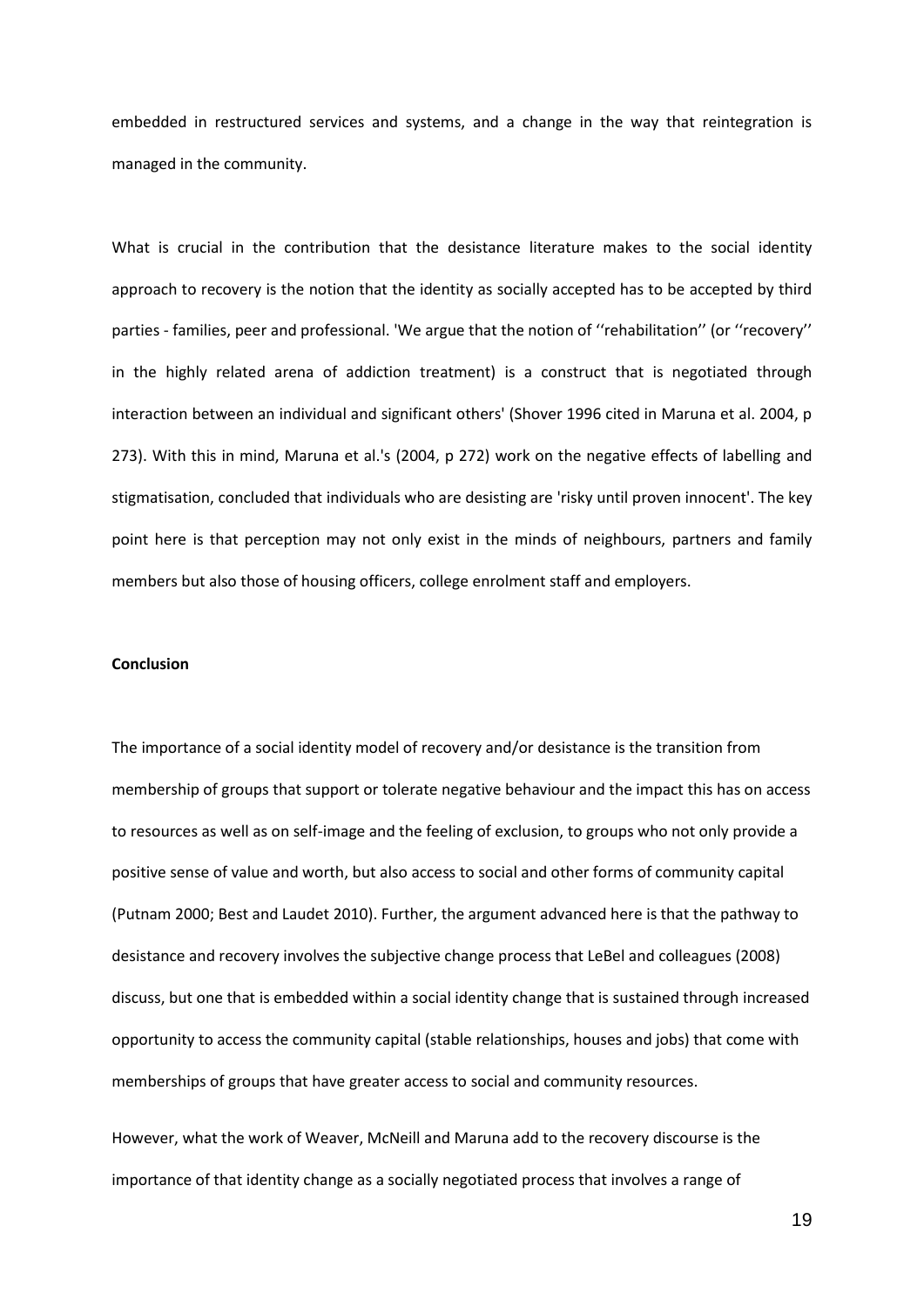embedded in restructured services and systems, and a change in the way that reintegration is managed in the community.

What is crucial in the contribution that the desistance literature makes to the social identity approach to recovery is the notion that the identity as socially accepted has to be accepted by third parties - families, peer and professional. 'We argue that the notion of ''rehabilitation'' (or ''recovery'' in the highly related arena of addiction treatment) is a construct that is negotiated through interaction between an individual and significant others' (Shover 1996 cited in Maruna et al. 2004, p 273). With this in mind, Maruna et al.'s (2004, p 272) work on the negative effects of labelling and stigmatisation, concluded that individuals who are desisting are 'risky until proven innocent'. The key point here is that perception may not only exist in the minds of neighbours, partners and family members but also those of housing officers, college enrolment staff and employers.

**Conclusion**

The importance of a social identity model of recovery and/or desistance is the transition from membership of groups that support or tolerate negative behaviour and the impact this has on access to resources as well as on self-image and the feeling of exclusion, to groups who not only provide a positive sense of value and worth, but also access to social and other forms of community capital (Putnam 2000; Best and Laudet 2010). Further, the argument advanced here is that the pathway to desistance and recovery involves the subjective change process that LeBel and colleagues (2008) discuss, but one that is embedded within a social identity change that is sustained through increased opportunity to access the community capital (stable relationships, houses and jobs) that come with memberships of groups that have greater access to social and community resources.

However, what the work of Weaver, McNeill and Maruna add to the recovery discourse is the importance of that identity change as a socially negotiated process that involves a range of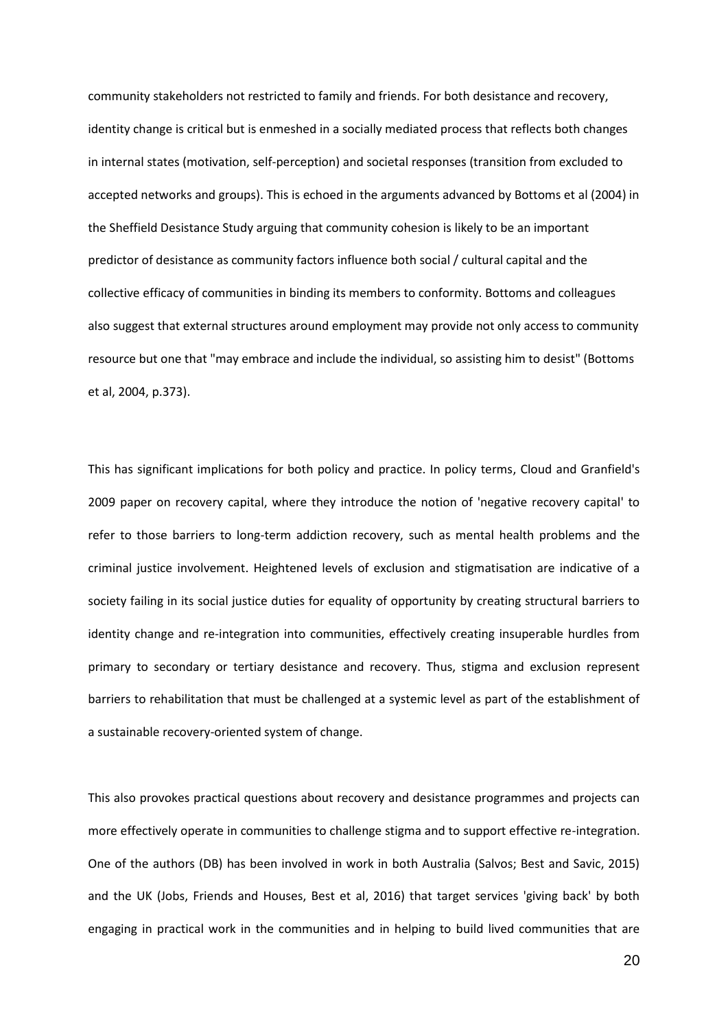community stakeholders not restricted to family and friends. For both desistance and recovery, identity change is critical but is enmeshed in a socially mediated process that reflects both changes in internal states (motivation, self-perception) and societal responses (transition from excluded to accepted networks and groups). This is echoed in the arguments advanced by Bottoms et al (2004) in the Sheffield Desistance Study arguing that community cohesion is likely to be an important predictor of desistance as community factors influence both social / cultural capital and the collective efficacy of communities in binding its members to conformity. Bottoms and colleagues also suggest that external structures around employment may provide not only access to community resource but one that "may embrace and include the individual, so assisting him to desist" (Bottoms et al, 2004, p.373).

This has significant implications for both policy and practice. In policy terms, Cloud and Granfield's 2009 paper on recovery capital, where they introduce the notion of 'negative recovery capital' to refer to those barriers to long-term addiction recovery, such as mental health problems and the criminal justice involvement. Heightened levels of exclusion and stigmatisation are indicative of a society failing in its social justice duties for equality of opportunity by creating structural barriers to identity change and re-integration into communities, effectively creating insuperable hurdles from primary to secondary or tertiary desistance and recovery. Thus, stigma and exclusion represent barriers to rehabilitation that must be challenged at a systemic level as part of the establishment of a sustainable recovery-oriented system of change.

This also provokes practical questions about recovery and desistance programmes and projects can more effectively operate in communities to challenge stigma and to support effective re-integration. One of the authors (DB) has been involved in work in both Australia (Salvos; Best and Savic, 2015) and the UK (Jobs, Friends and Houses, Best et al, 2016) that target services 'giving back' by both engaging in practical work in the communities and in helping to build lived communities that are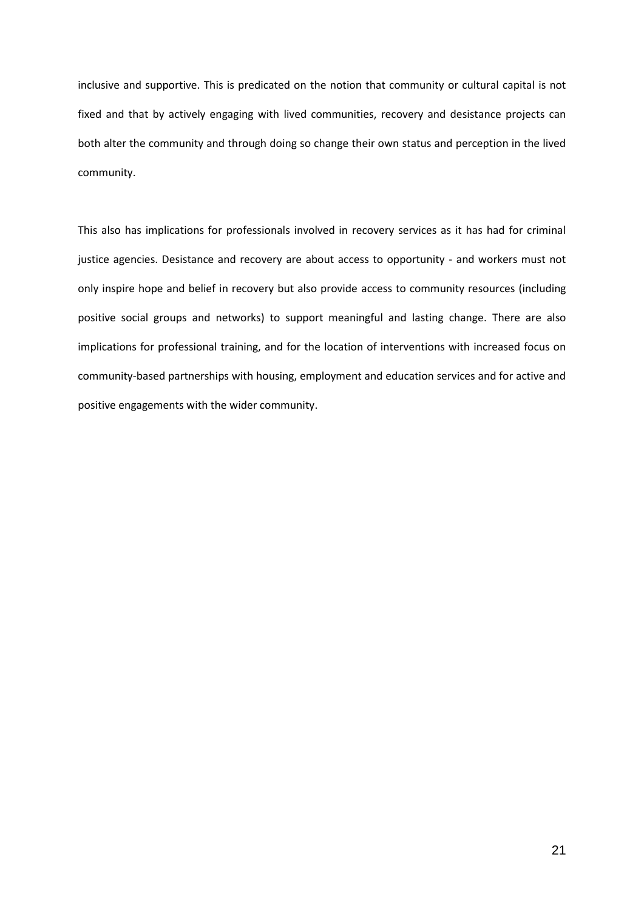inclusive and supportive. This is predicated on the notion that community or cultural capital is not fixed and that by actively engaging with lived communities, recovery and desistance projects can both alter the community and through doing so change their own status and perception in the lived community.

This also has implications for professionals involved in recovery services as it has had for criminal justice agencies. Desistance and recovery are about access to opportunity - and workers must not only inspire hope and belief in recovery but also provide access to community resources (including positive social groups and networks) to support meaningful and lasting change. There are also implications for professional training, and for the location of interventions with increased focus on community-based partnerships with housing, employment and education services and for active and positive engagements with the wider community.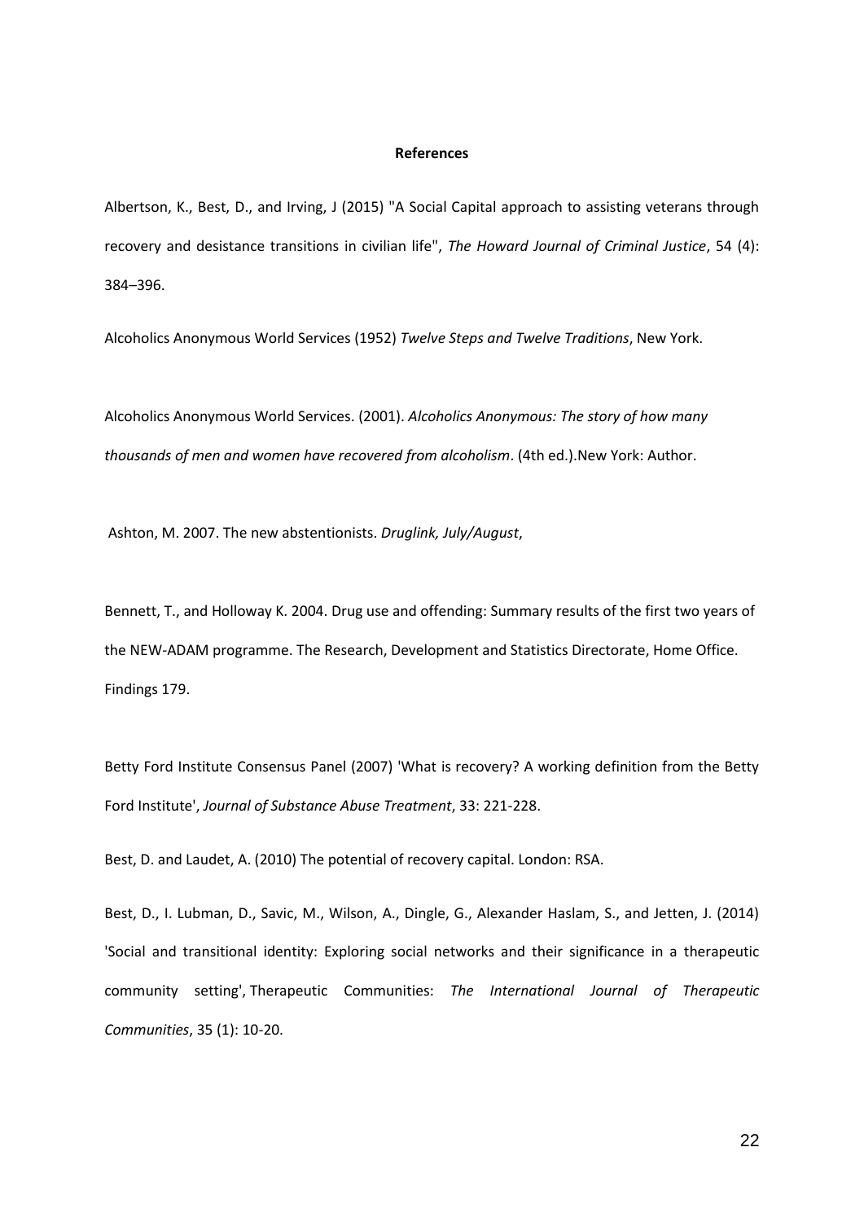**References**

Albertson, K., Best, D., and Irving, J (2015) "A Social Capital approach to assisting veterans through recovery and desistance transitions in civilian life", *The Howard Journal of Criminal Justice*, 54 (4): 384–396.

Alcoholics Anonymous World Services (1952) *Twelve Steps and Twelve Traditions*, New York.

Alcoholics Anonymous World Services. (2001). *Alcoholics Anonymous: The story of how many thousands of men and women have recovered from alcoholism*. (4th ed.).New York: Author.

Ashton, M. 2007. The new abstentionists. *Druglink, July/August*,

Bennett, T., and Holloway K. 2004. Drug use and offending: Summary results of the first two years of the NEW-ADAM programme. The Research, Development and Statistics Directorate, Home Office. Findings 179.

Betty Ford Institute Consensus Panel (2007) 'What is recovery? A working definition from the Betty Ford Institute', *Journal of Substance Abuse Treatment*, 33: 221-228.

Best, D. and Laudet, A. (2010) The potential of recovery capital. London: RSA.

Best, D., I. Lubman, D., Savic, M., Wilson, A., Dingle, G., Alexander Haslam, S., and Jetten, J. (2014) 'Social and transitional identity: Exploring social networks and their significance in a therapeutic community setting', Therapeutic Communities: *The International Journal of Therapeutic Communities*, 35 (1): 10-20.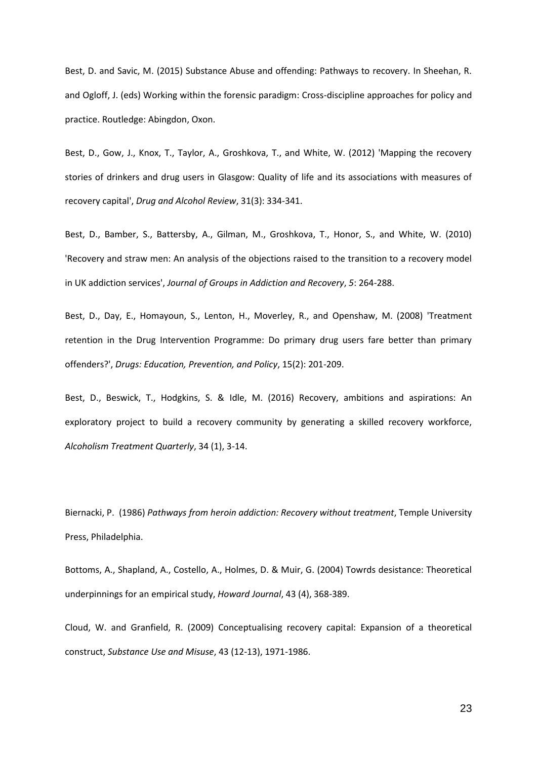Best, D. and Savic, M. (2015) Substance Abuse and offending: Pathways to recovery. In Sheehan, R. and Ogloff, J. (eds) Working within the forensic paradigm: Cross-discipline approaches for policy and practice. Routledge: Abingdon, Oxon.

Best, D., Gow, J., Knox, T., Taylor, A., Groshkova, T., and White, W. (2012) 'Mapping the recovery stories of drinkers and drug users in Glasgow: Quality of life and its associations with measures of recovery capital', *Drug and Alcohol Review*, 31(3): 334-341.

Best, D., Bamber, S., Battersby, A., Gilman, M., Groshkova, T., Honor, S., and White, W. (2010) 'Recovery and straw men: An analysis of the objections raised to the transition to a recovery model in UK addiction services', *Journal of Groups in Addiction and Recovery*, *5*: 264-288.

Best, D., Day, E., Homayoun, S., Lenton, H., Moverley, R., and Openshaw, M. (2008) 'Treatment retention in the Drug Intervention Programme: Do primary drug users fare better than primary offenders?', *Drugs: Education, Prevention, and Policy*, 15(2): 201-209.

Best, D., Beswick, T., Hodgkins, S. & Idle, M. (2016) Recovery, ambitions and aspirations: An exploratory project to build a recovery community by generating a skilled recovery workforce, *Alcoholism Treatment Quarterly*, 34 (1), 3-14.

Biernacki, P. (1986) *Pathways from heroin addiction: Recovery without treatment*, Temple University Press, Philadelphia.

Bottoms, A., Shapland, A., Costello, A., Holmes, D. & Muir, G. (2004) Towrds desistance: Theoretical underpinnings for an empirical study, *Howard Journal*, 43 (4), 368-389.

Cloud, W. and Granfield, R. (2009) Conceptualising recovery capital: Expansion of a theoretical construct, *Substance Use and Misuse*, 43 (12-13), 1971-1986.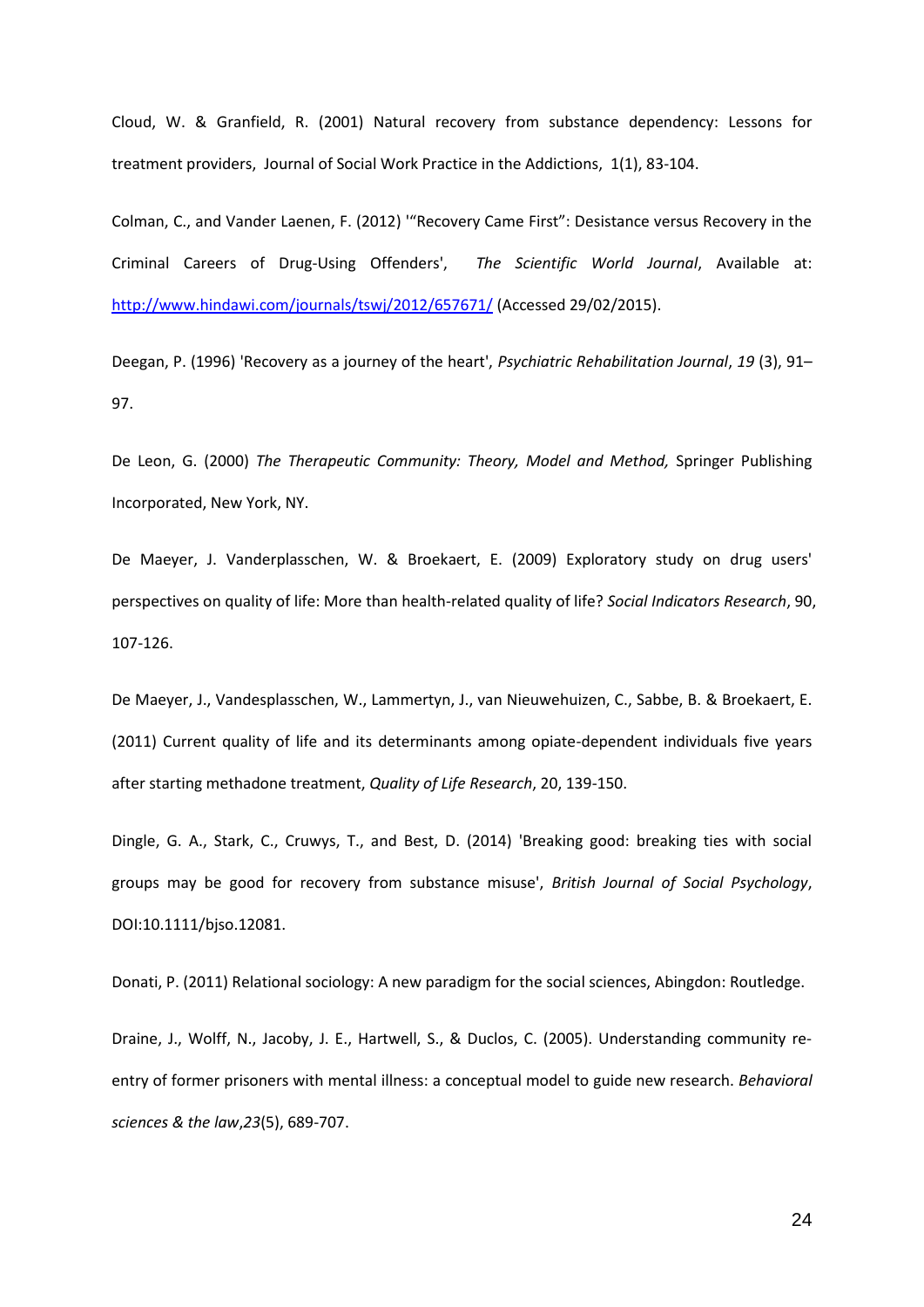Cloud, W. & Granfield, R. (2001) Natural recovery from substance dependency: Lessons for treatment providers, Journal of Social Work Practice in the Addictions, 1(1), 83-104.

Colman, C., and Vander Laenen, F. (2012) '"Recovery Came First": Desistance versus Recovery in the Criminal Careers of Drug-Using Offenders', *The Scientific World Journal*, Available at: http://www.hindawi.com/journals/tswj/2012/657671/ (Accessed 29/02/2015).

Deegan, P. (1996) 'Recovery as a journey of the heart', *Psychiatric Rehabilitation Journal*, *19* (3), 91–97.

De Leon, G. (2000) *The Therapeutic Community: Theory, Model and Method,* Springer Publishing Incorporated, New York, NY.

De Maeyer, J. Vanderplasschen, W. & Broekaert, E. (2009) Exploratory study on drug users' perspectives on quality of life: More than health-related quality of life? *Social Indicators Research*, 90, 107-126.

De Maeyer, J., Vandesplasschen, W., Lammertyn, J., van Nieuwehuizen, C., Sabbe, B. & Broekaert, E. (2011) Current quality of life and its determinants among opiate-dependent individuals five years after starting methadone treatment, *Quality of Life Research*, 20, 139-150.

Dingle, G. A., Stark, C., Cruwys, T., and Best, D. (2014) 'Breaking good: breaking ties with social groups may be good for recovery from substance misuse', *British Journal of Social Psychology*, DOI:10.1111/bjso.12081.

Donati, P. (2011) Relational sociology: A new paradigm for the social sciences, Abingdon: Routledge.

Draine, J., Wolff, N., Jacoby, J. E., Hartwell, S., & Duclos, C. (2005). Understanding community re-entry of former prisoners with mental illness: a conceptual model to guide new research. *Behavioral sciences & the law*,*23*(5), 689-707.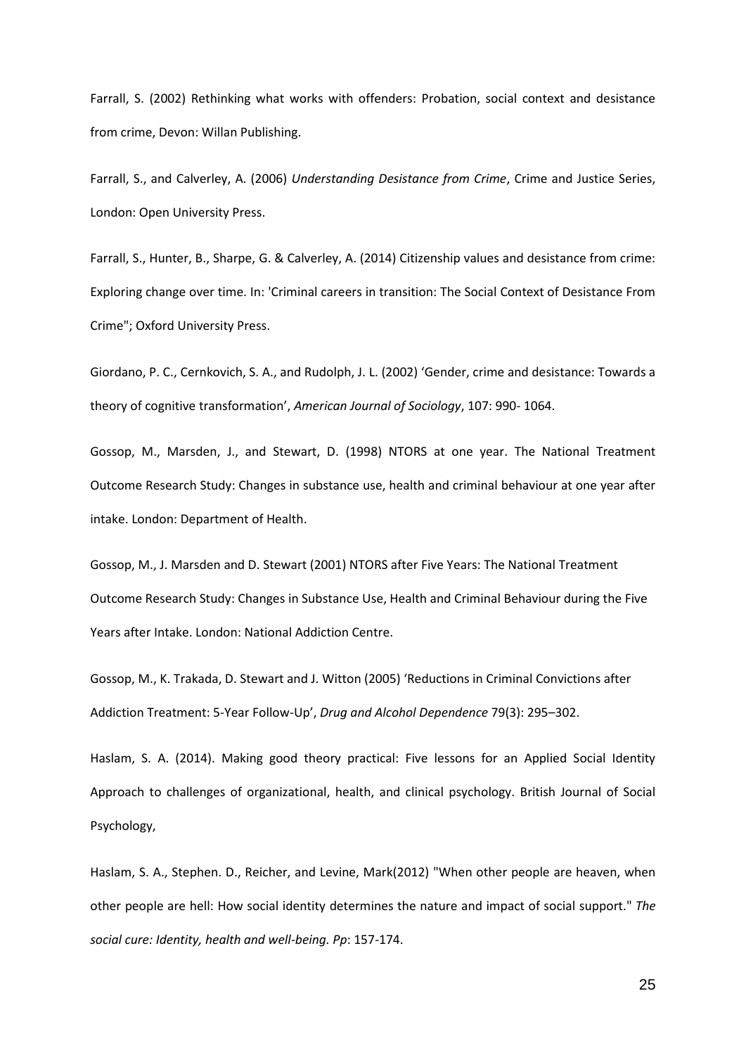Farrall, S. (2002) Rethinking what works with offenders: Probation, social context and desistance from crime, Devon: Willan Publishing.

Farrall, S., and Calverley, A. (2006) *Understanding Desistance from Crime*, Crime and Justice Series, London: Open University Press.

Farrall, S., Hunter, B., Sharpe, G. & Calverley, A. (2014) Citizenship values and desistance from crime: Exploring change over time. In: 'Criminal careers in transition: The Social Context of Desistance From Crime"; Oxford University Press.

Giordano, P. C., Cernkovich, S. A., and Rudolph, J. L. (2002) 'Gender, crime and desistance: Towards a theory of cognitive transformation', *American Journal of Sociology*, 107: 990- 1064.

Gossop, M., Marsden, J., and Stewart, D. (1998) NTORS at one year. The National Treatment Outcome Research Study: Changes in substance use, health and criminal behaviour at one year after intake. London: Department of Health.

Gossop, M., J. Marsden and D. Stewart (2001) NTORS after Five Years: The National Treatment Outcome Research Study: Changes in Substance Use, Health and Criminal Behaviour during the Five Years after Intake. London: National Addiction Centre.

Gossop, M., K. Trakada, D. Stewart and J. Witton (2005) 'Reductions in Criminal Convictions after Addiction Treatment: 5-Year Follow-Up', *Drug and Alcohol Dependence* 79(3): 295–302.

Haslam, S. A. (2014). Making good theory practical: Five lessons for an Applied Social Identity Approach to challenges of organizational, health, and clinical psychology. British Journal of Social Psychology,

Haslam, S. A., Stephen. D., Reicher, and Levine, Mark(2012) "When other people are heaven, when other people are hell: How social identity determines the nature and impact of social support." *The social cure: Identity, health and well-being. Pp*: 157-174.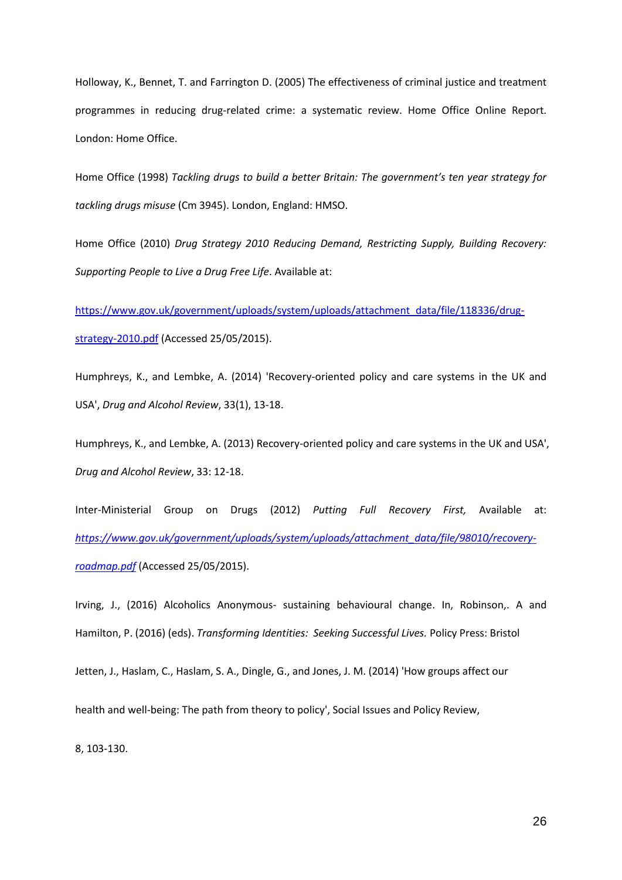Holloway, K., Bennet, T. and Farrington D. (2005) The effectiveness of criminal justice and treatment programmes in reducing drug-related crime: a systematic review. Home Office Online Report. London: Home Office.

Home Office (1998) *Tackling drugs to build a better Britain: The government's ten year strategy for tackling drugs misuse* (Cm 3945). London, England: HMSO.

Home Office (2010) *Drug Strategy 2010 Reducing Demand, Restricting Supply, Building Recovery: Supporting People to Live a Drug Free Life*. Available at:

https://www.gov.uk/government/uploads/system/uploads/attachment_data/file/118336/drug-strategy-2010.pdf (Accessed 25/05/2015).

Humphreys, K., and Lembke, A. (2014) 'Recovery-oriented policy and care systems in the UK and USA', *Drug and Alcohol Review*, 33(1), 13-18.

Humphreys, K., and Lembke, A. (2013) Recovery-oriented policy and care systems in the UK and USA', *Drug and Alcohol Review*, 33: 12-18.

Inter-Ministerial Group on Drugs (2012) *Putting Full Recovery First,* Available at: *https://www.gov.uk/government/uploads/system/uploads/attachment_data/file/98010/recovery-roadmap.pdf* (Accessed 25/05/2015).

Irving, J., (2016) Alcoholics Anonymous- sustaining behavioural change. In, Robinson,. A and Hamilton, P. (2016) (eds). *Transforming Identities: Seeking Successful Lives.* Policy Press: Bristol

Jetten, J., Haslam, C., Haslam, S. A., Dingle, G., and Jones, J. M. (2014) 'How groups affect our health and well-being: The path from theory to policy', Social Issues and Policy Review, 8, 103-130.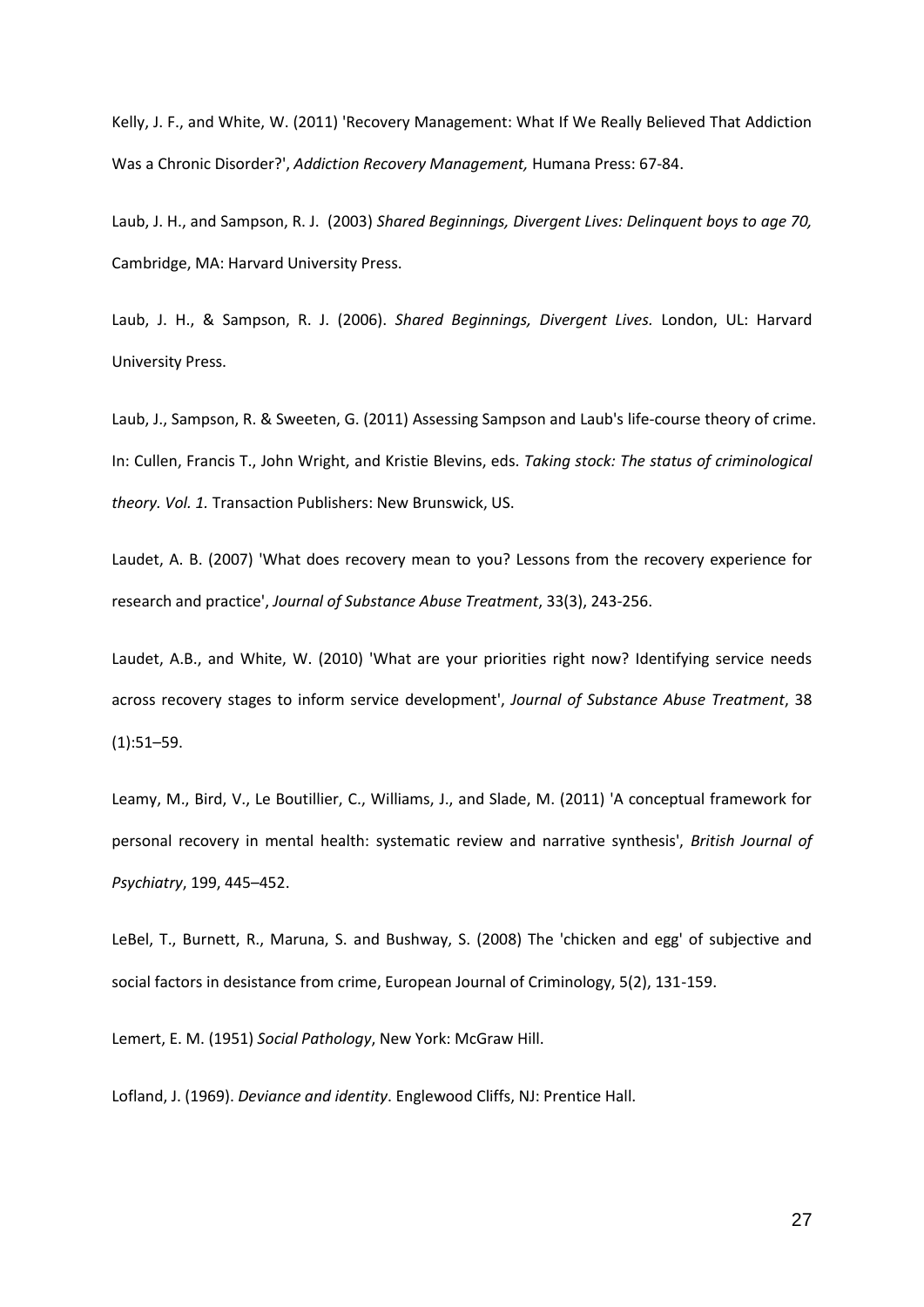Kelly, J. F., and White, W. (2011) 'Recovery Management: What If We Really Believed That Addiction Was a Chronic Disorder?', *Addiction Recovery Management,* Humana Press: 67-84.

Laub, J. H., and Sampson, R. J. (2003) *Shared Beginnings, Divergent Lives: Delinquent boys to age 70,* Cambridge, MA: Harvard University Press.

Laub, J. H., & Sampson, R. J. (2006). *Shared Beginnings, Divergent Lives.* London, UL: Harvard University Press.

Laub, J., Sampson, R. & Sweeten, G. (2011) Assessing Sampson and Laub's life-course theory of crime. In: Cullen, Francis T., John Wright, and Kristie Blevins, eds. *Taking stock: The status of criminological theory. Vol. 1.* Transaction Publishers: New Brunswick, US.

Laudet, A. B. (2007) 'What does recovery mean to you? Lessons from the recovery experience for research and practice', *Journal of Substance Abuse Treatment*, 33(3), 243-256.

Laudet, A.B., and White, W. (2010) 'What are your priorities right now? Identifying service needs across recovery stages to inform service development', *Journal of Substance Abuse Treatment*, 38 (1):51–59.

Leamy, M., Bird, V., Le Boutillier, C., Williams, J., and Slade, M. (2011) 'A conceptual framework for personal recovery in mental health: systematic review and narrative synthesis', *British Journal of Psychiatry*, 199, 445–452.

LeBel, T., Burnett, R., Maruna, S. and Bushway, S. (2008) The 'chicken and egg' of subjective and social factors in desistance from crime, European Journal of Criminology, 5(2), 131-159.

Lemert, E. M. (1951) *Social Pathology*, New York: McGraw Hill.

Lofland, J. (1969). *Deviance and identity*. Englewood Cliffs, NJ: Prentice Hall.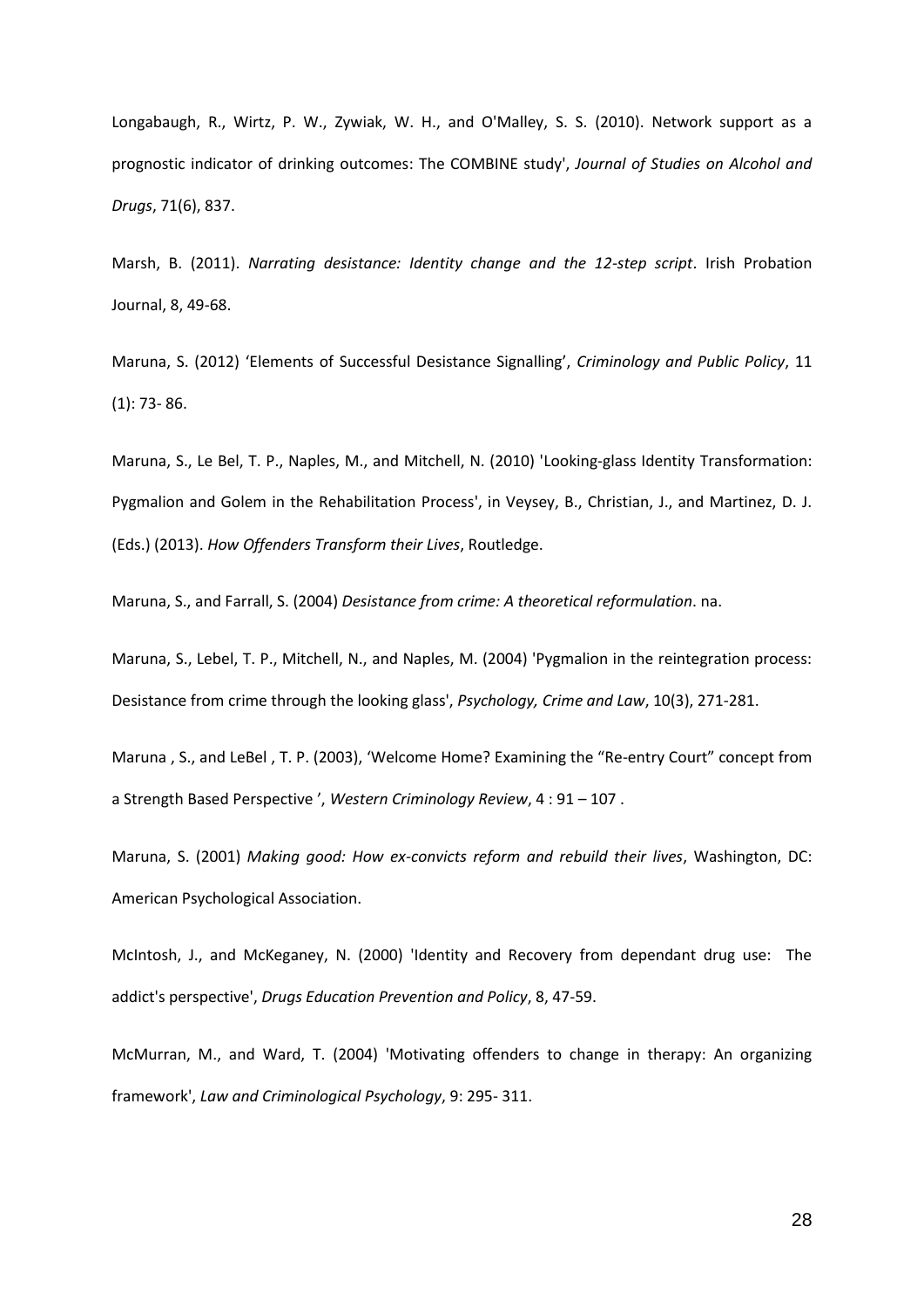Longabaugh, R., Wirtz, P. W., Zywiak, W. H., and O'Malley, S. S. (2010). Network support as a prognostic indicator of drinking outcomes: The COMBINE study', *Journal of Studies on Alcohol and Drugs*, 71(6), 837.

Marsh, B. (2011). *Narrating desistance: Identity change and the 12-step script*. Irish Probation Journal, 8, 49-68.

Maruna, S. (2012) 'Elements of Successful Desistance Signalling', *Criminology and Public Policy*, 11 (1): 73- 86.

Maruna, S., Le Bel, T. P., Naples, M., and Mitchell, N. (2010) 'Looking-glass Identity Transformation: Pygmalion and Golem in the Rehabilitation Process', in Veysey, B., Christian, J., and Martinez, D. J. (Eds.) (2013). *How Offenders Transform their Lives*, Routledge.

Maruna, S., and Farrall, S. (2004) *Desistance from crime: A theoretical reformulation*. na.

Maruna, S., Lebel, T. P., Mitchell, N., and Naples, M. (2004) 'Pygmalion in the reintegration process: Desistance from crime through the looking glass', *Psychology, Crime and Law*, 10(3), 271-281.

Maruna , S., and LeBel , T. P. (2003), 'Welcome Home? Examining the "Re-entry Court" concept from a Strength Based Perspective ', *Western Criminology Review*, 4 : 91 – 107 .

Maruna, S. (2001) *Making good: How ex-convicts reform and rebuild their lives*, Washington, DC: American Psychological Association.

McIntosh, J., and McKeganey, N. (2000) 'Identity and Recovery from dependant drug use: The addict's perspective', *Drugs Education Prevention and Policy*, 8, 47-59.

McMurran, M., and Ward, T. (2004) 'Motivating offenders to change in therapy: An organizing framework', *Law and Criminological Psychology*, 9: 295- 311.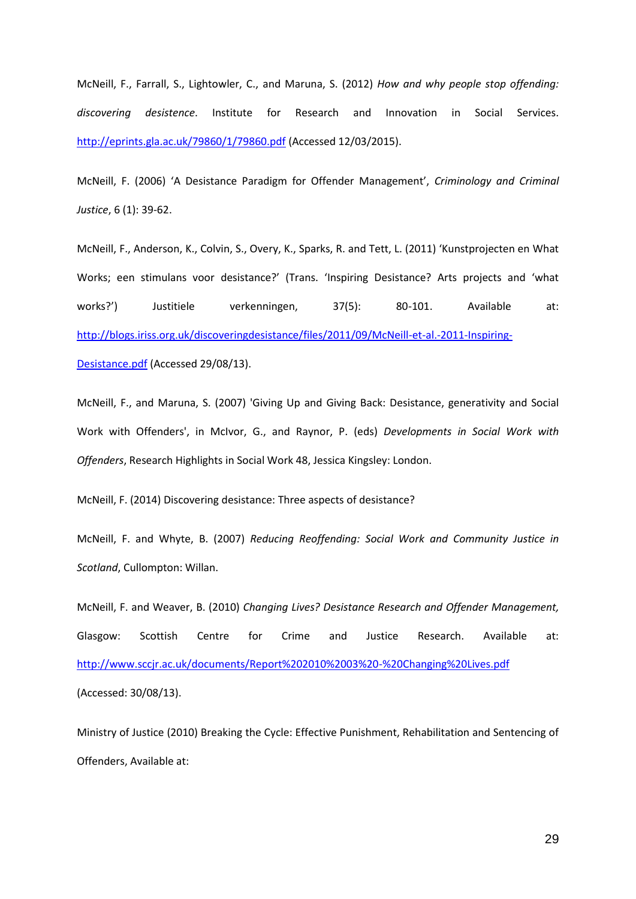McNeill, F., Farrall, S., Lightowler, C., and Maruna, S. (2012) *How and why people stop offending: discovering desistence*. Institute for Research and Innovation in Social Services. http://eprints.gla.ac.uk/79860/1/79860.pdf (Accessed 12/03/2015).

McNeill, F. (2006) 'A Desistance Paradigm for Offender Management', *Criminology and Criminal Justice*, 6 (1): 39-62.

McNeill, F., Anderson, K., Colvin, S., Overy, K., Sparks, R. and Tett, L. (2011) 'Kunstprojecten en What Works; een stimulans voor desistance?' (Trans. 'Inspiring Desistance? Arts projects and 'what works?') Justitiele verkenningen, 37(5): 80-101. Available at: http://blogs.iriss.org.uk/discoveringdesistance/files/2011/09/McNeill-et-al.-2011-Inspiring-Desistance.pdf (Accessed 29/08/13).

McNeill, F., and Maruna, S. (2007) 'Giving Up and Giving Back: Desistance, generativity and Social Work with Offenders', in McIvor, G., and Raynor, P. (eds) *Developments in Social Work with Offenders*, Research Highlights in Social Work 48, Jessica Kingsley: London.

McNeill, F. (2014) Discovering desistance: Three aspects of desistance?

McNeill, F. and Whyte, B. (2007) *Reducing Reoffending: Social Work and Community Justice in Scotland*, Cullompton: Willan.

McNeill, F. and Weaver, B. (2010) *Changing Lives? Desistance Research and Offender Management,* Glasgow: Scottish Centre for Crime and Justice Research. Available at: http://www.sccjr.ac.uk/documents/Report%202010%2003%20-%20Changing%20Lives.pdf (Accessed: 30/08/13).

Ministry of Justice (2010) Breaking the Cycle: Effective Punishment, Rehabilitation and Sentencing of Offenders, Available at: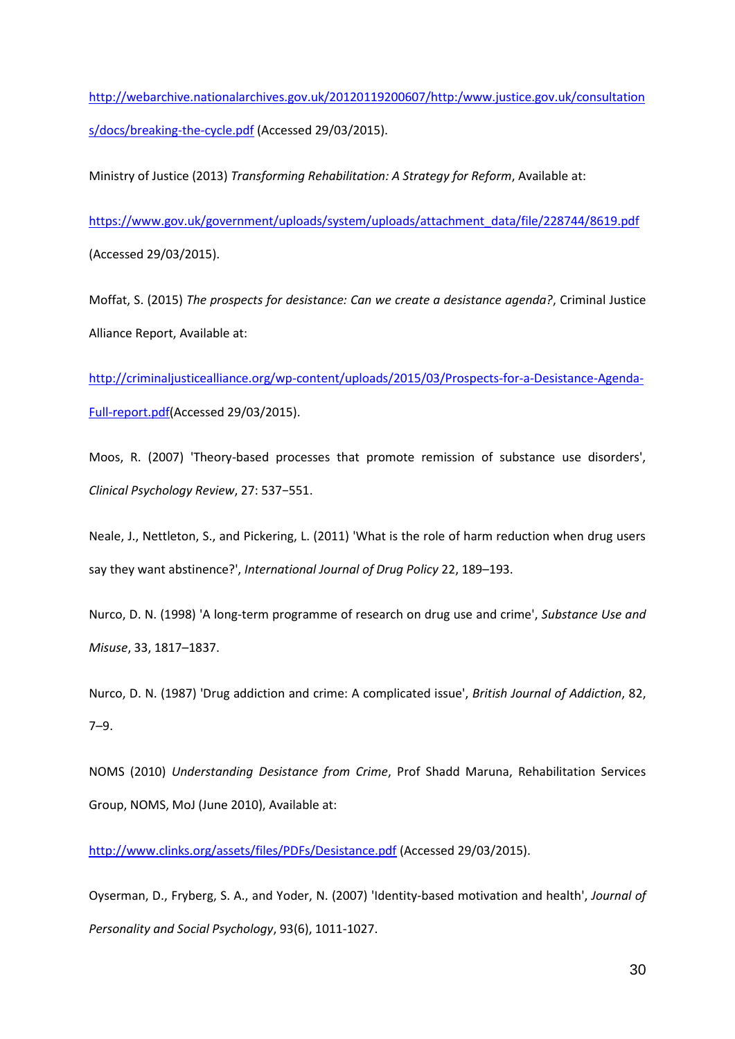http://webarchive.nationalarchives.gov.uk/20120119200607/http:/www.justice.gov.uk/consultations/docs/breaking-the-cycle.pdf (Accessed 29/03/2015).

Ministry of Justice (2013) *Transforming Rehabilitation: A Strategy for Reform*, Available at: https://www.gov.uk/government/uploads/system/uploads/attachment_data/file/228744/8619.pdf (Accessed 29/03/2015).

Moffat, S. (2015) *The prospects for desistance: Can we create a desistance agenda?*, Criminal Justice Alliance Report, Available at: http://criminaljusticealliance.org/wp-content/uploads/2015/03/Prospects-for-a-Desistance-Agenda-Full-report.pdf(Accessed 29/03/2015).

Moos, R. (2007) 'Theory-based processes that promote remission of substance use disorders', *Clinical Psychology Review*, 27: 537−551.

Neale, J., Nettleton, S., and Pickering, L. (2011) 'What is the role of harm reduction when drug users say they want abstinence?', *International Journal of Drug Policy* 22, 189–193.

Nurco, D. N. (1998) 'A long-term programme of research on drug use and crime', *Substance Use and Misuse*, 33, 1817–1837.

Nurco, D. N. (1987) 'Drug addiction and crime: A complicated issue', *British Journal of Addiction*, 82, 7–9.

NOMS (2010) *Understanding Desistance from Crime*, Prof Shadd Maruna, Rehabilitation Services Group, NOMS, MoJ (June 2010), Available at: http://www.clinks.org/assets/files/PDFs/Desistance.pdf (Accessed 29/03/2015).

Oyserman, D., Fryberg, S. A., and Yoder, N. (2007) 'Identity-based motivation and health', *Journal of Personality and Social Psychology*, 93(6), 1011-1027.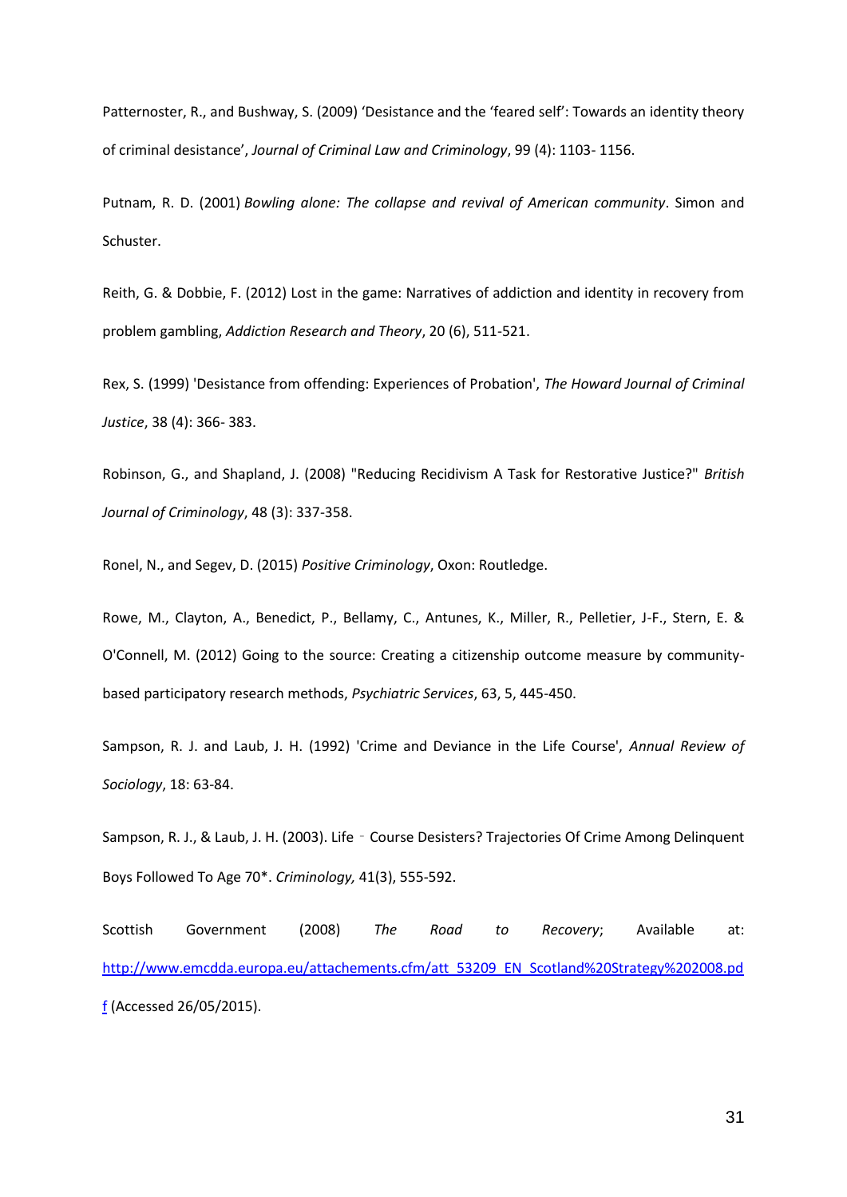Patternoster, R., and Bushway, S. (2009) 'Desistance and the 'feared self': Towards an identity theory of criminal desistance', *Journal of Criminal Law and Criminology*, 99 (4): 1103- 1156.

Putnam, R. D. (2001) *Bowling alone: The collapse and revival of American community*. Simon and Schuster.

Reith, G. & Dobbie, F. (2012) Lost in the game: Narratives of addiction and identity in recovery from problem gambling, *Addiction Research and Theory*, 20 (6), 511-521.

Rex, S. (1999) 'Desistance from offending: Experiences of Probation', *The Howard Journal of Criminal Justice*, 38 (4): 366- 383.

Robinson, G., and Shapland, J. (2008) "Reducing Recidivism A Task for Restorative Justice?" *British Journal of Criminology*, 48 (3): 337-358.

Ronel, N., and Segev, D. (2015) *Positive Criminology*, Oxon: Routledge.

Rowe, M., Clayton, A., Benedict, P., Bellamy, C., Antunes, K., Miller, R., Pelletier, J-F., Stern, E. & O'Connell, M. (2012) Going to the source: Creating a citizenship outcome measure by community-based participatory research methods, *Psychiatric Services*, 63, 5, 445-450.

Sampson, R. J. and Laub, J. H. (1992) 'Crime and Deviance in the Life Course', *Annual Review of Sociology*, 18: 63-84.

Sampson, R. J., & Laub, J. H. (2003). Life‐Course Desisters? Trajectories Of Crime Among Delinquent Boys Followed To Age 70*. *Criminology,* 41(3), 555-592.

Scottish Government (2008) *The Road to Recovery*; Available at: http://www.emcdda.europa.eu/attachements.cfm/att_53209_EN_Scotland%20Strategy%202008.pdf (Accessed 26/05/2015).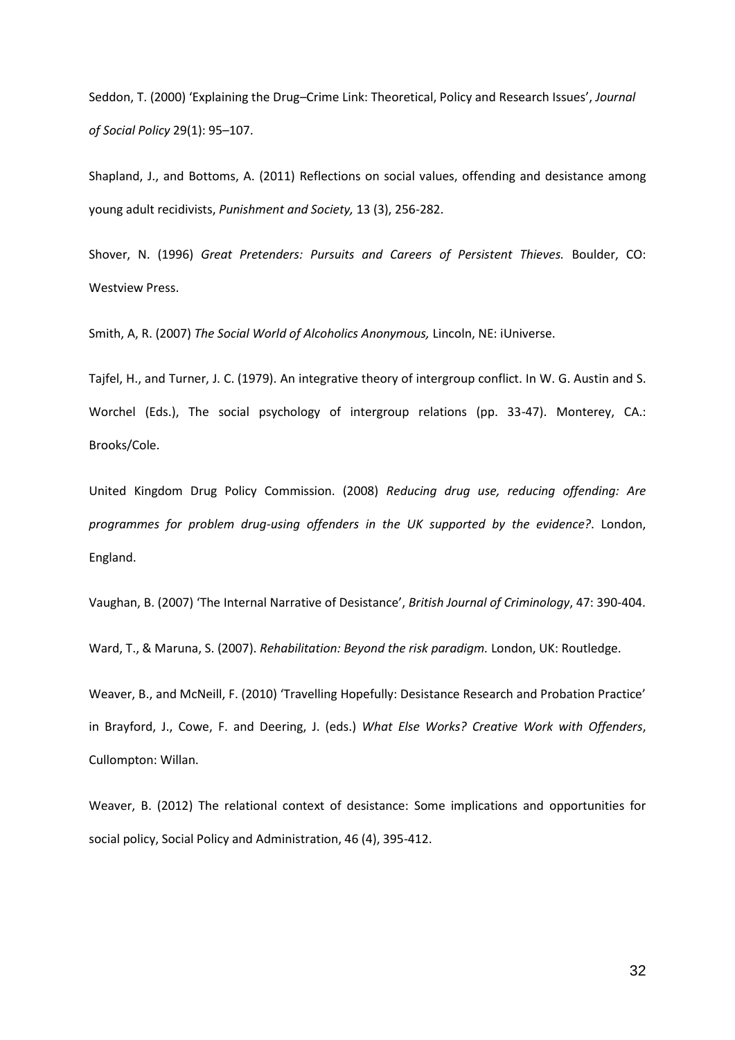Seddon, T. (2000) 'Explaining the Drug–Crime Link: Theoretical, Policy and Research Issues', *Journal of Social Policy* 29(1): 95–107.

Shapland, J., and Bottoms, A. (2011) Reflections on social values, offending and desistance among young adult recidivists, *Punishment and Society,* 13 (3), 256-282.

Shover, N. (1996) *Great Pretenders: Pursuits and Careers of Persistent Thieves.* Boulder, CO: Westview Press.

Smith, A, R. (2007) *The Social World of Alcoholics Anonymous,* Lincoln, NE: iUniverse.

Tajfel, H., and Turner, J. C. (1979). An integrative theory of intergroup conflict. In W. G. Austin and S. Worchel (Eds.), The social psychology of intergroup relations (pp. 33-47). Monterey, CA.: Brooks/Cole.

United Kingdom Drug Policy Commission. (2008) *Reducing drug use, reducing offending: Are programmes for problem drug-using offenders in the UK supported by the evidence?*. London, England.

Vaughan, B. (2007) 'The Internal Narrative of Desistance', *British Journal of Criminology*, 47: 390-404.

Ward, T., & Maruna, S. (2007). *Rehabilitation: Beyond the risk paradigm.* London, UK: Routledge.

Weaver, B., and McNeill, F. (2010) 'Travelling Hopefully: Desistance Research and Probation Practice' in Brayford, J., Cowe, F. and Deering, J. (eds.) *What Else Works? Creative Work with Offenders*, Cullompton: Willan.

Weaver, B. (2012) The relational context of desistance: Some implications and opportunities for social policy, Social Policy and Administration, 46 (4), 395-412.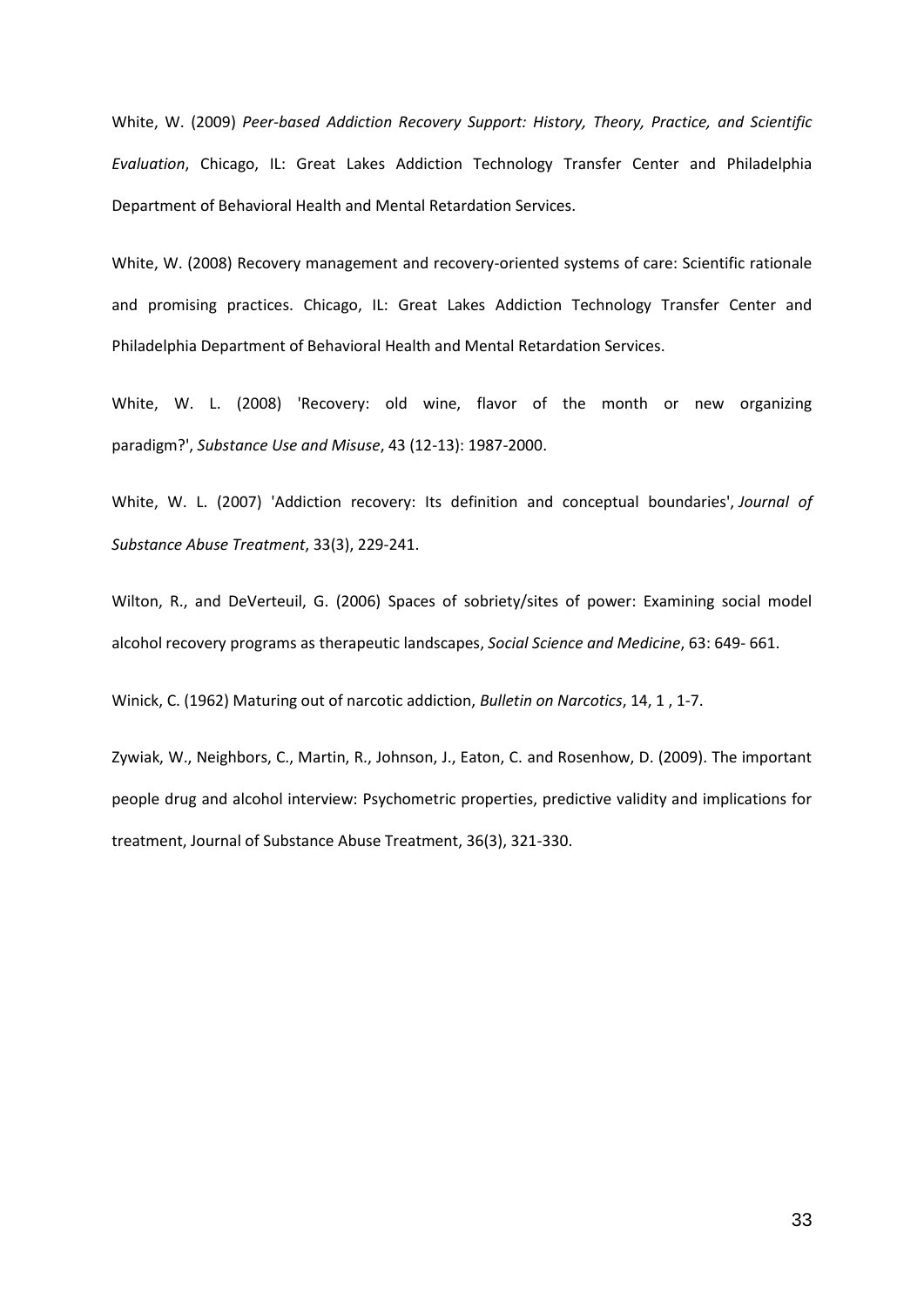White, W. (2009) *Peer-based Addiction Recovery Support: History, Theory, Practice, and Scientific Evaluation*, Chicago, IL: Great Lakes Addiction Technology Transfer Center and Philadelphia Department of Behavioral Health and Mental Retardation Services.

White, W. (2008) Recovery management and recovery-oriented systems of care: Scientific rationale and promising practices. Chicago, IL: Great Lakes Addiction Technology Transfer Center and Philadelphia Department of Behavioral Health and Mental Retardation Services.

White, W. L. (2008) 'Recovery: old wine, flavor of the month or new organizing paradigm?', *Substance Use and Misuse*, 43 (12-13): 1987-2000.

White, W. L. (2007) 'Addiction recovery: Its definition and conceptual boundaries', *Journal of Substance Abuse Treatment*, 33(3), 229-241.

Wilton, R., and DeVerteuil, G. (2006) Spaces of sobriety/sites of power: Examining social model alcohol recovery programs as therapeutic landscapes, *Social Science and Medicine*, 63: 649- 661.

Winick, C. (1962) Maturing out of narcotic addiction, *Bulletin on Narcotics*, 14, 1 , 1-7.

Zywiak, W., Neighbors, C., Martin, R., Johnson, J., Eaton, C. and Rosenhow, D. (2009). The important people drug and alcohol interview: Psychometric properties, predictive validity and implications for treatment, Journal of Substance Abuse Treatment, 36(3), 321-330.